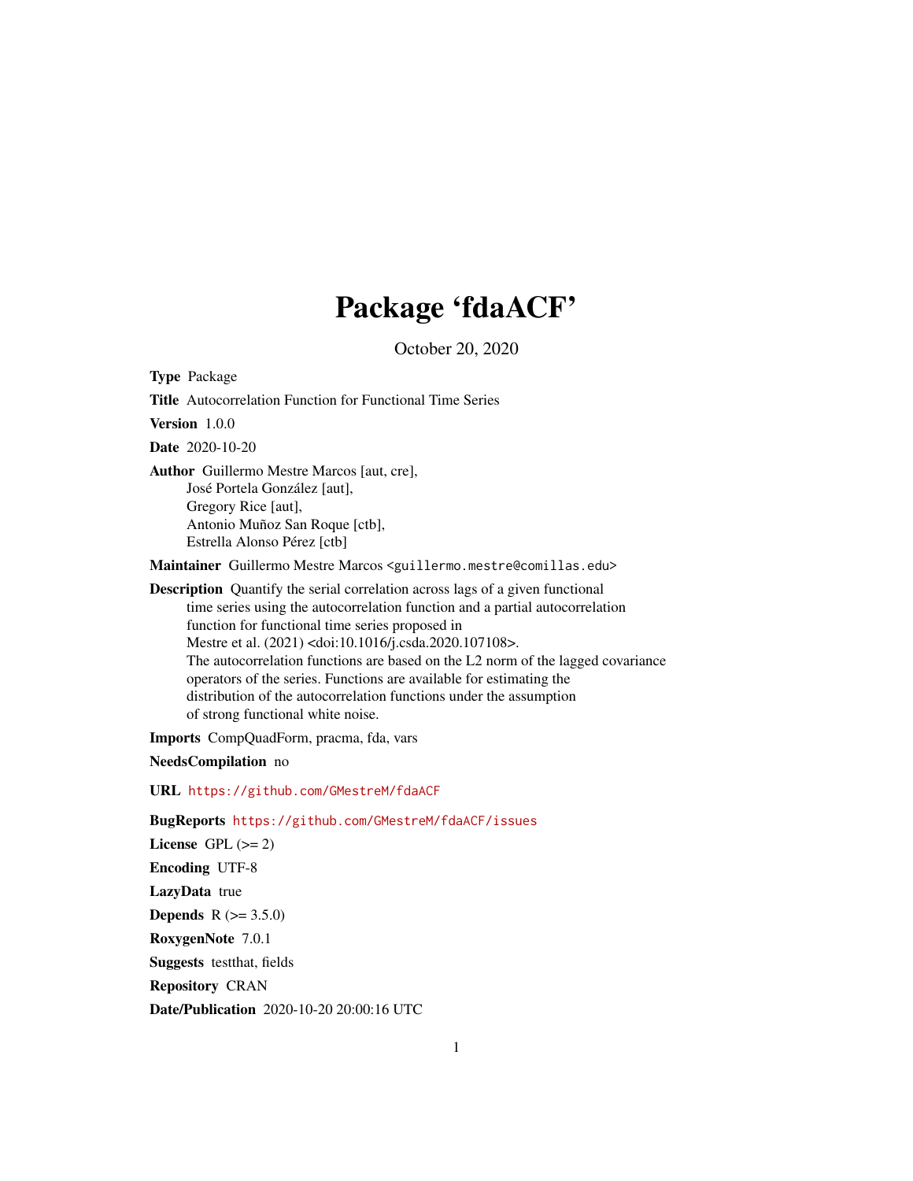# Package 'fdaACF'

October 20, 2020

**Type** Package

**Title** Autocorrelation Function for Functional Time Series

**Version** 1.0.0

**Date** 2020-10-20

**Author** Guillermo Mestre Marcos [aut, cre],
José Portela González [aut],
Gregory Rice [aut],
Antonio Muñoz San Roque [ctb],
Estrella Alonso Pérez [ctb]

**Maintainer** Guillermo Mestre Marcos <guillermo.mestre@comillas.edu>

**Description** Quantify the serial correlation across lags of a given functional time series using the autocorrelation function and a partial autocorrelation function for functional time series proposed in Mestre et al. (2021) <doi:10.1016/j.csda.2020.107108>. The autocorrelation functions are based on the L2 norm of the lagged covariance operators of the series. Functions are available for estimating the distribution of the autocorrelation functions under the assumption of strong functional white noise.

**Imports** CompQuadForm, pracma, fda, vars

**NeedsCompilation** no

**URL** https://github.com/GMestreM/fdaACF

**BugReports** https://github.com/GMestreM/fdaACF/issues

**License** GPL (>= 2)

**Encoding** UTF-8

**LazyData** true

**Depends** R (>= 3.5.0)

**RoxygenNote** 7.0.1

**Suggests** testthat, fields

**Repository** CRAN

**Date/Publication** 2020-10-20 20:00:16 UTC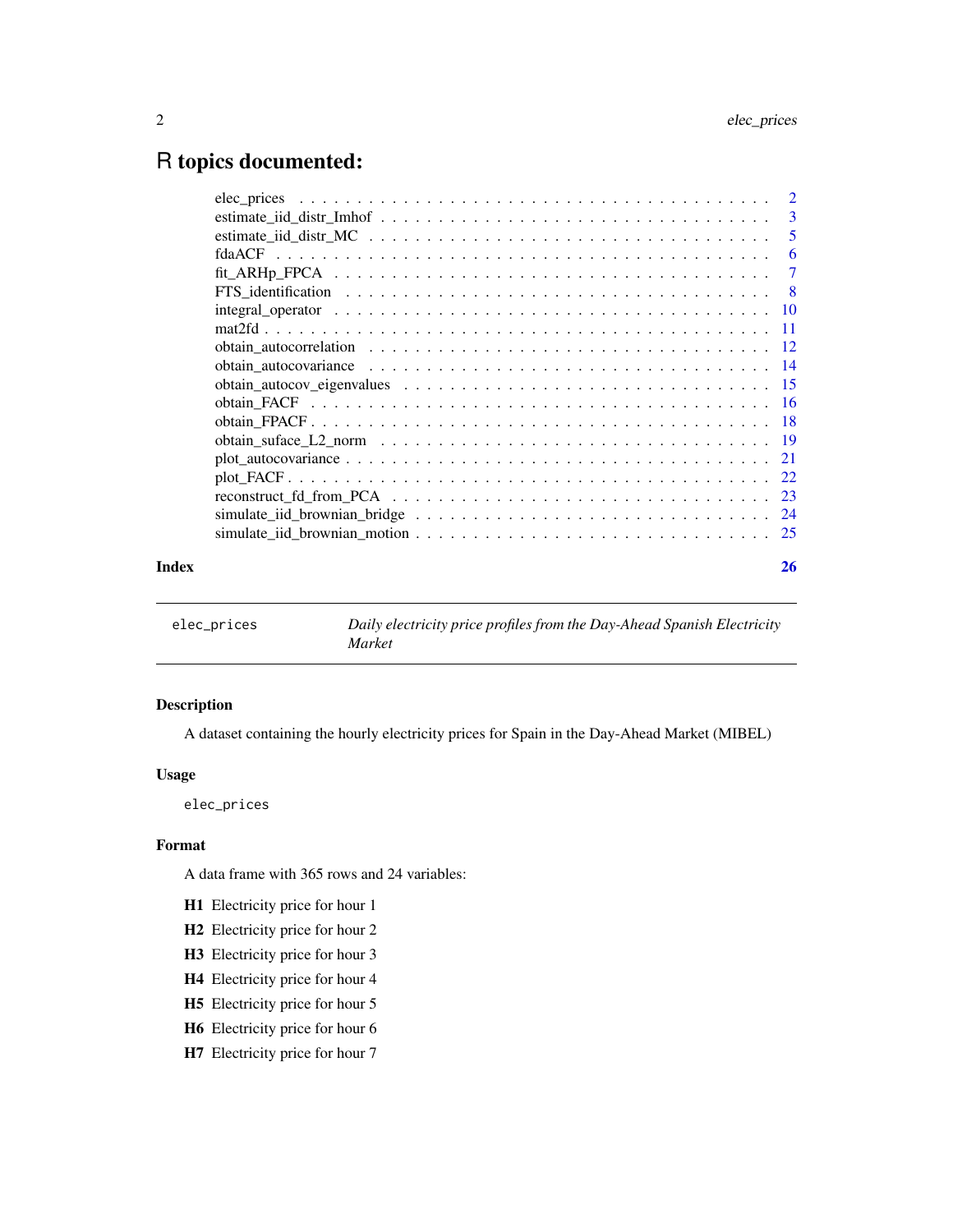# R topics documented:

| | |
|---|---|
| elec_prices | 2 |
| estimate_iid_distr_Imhof | 3 |
| estimate_iid_distr_MC | 5 |
| fdaACF | 6 |
| fit_ARHp_FPCA | 7 |
| FTS_identification | 8 |
| integral_operator | 10 |
| mat2fd | 11 |
| obtain_autocorrelation | 12 |
| obtain_autocovariance | 14 |
| obtain_autocov_eigenvalues | 15 |
| obtain_FACF | 16 |
| obtain_FPACF | 18 |
| obtain_suface_L2_norm | 19 |
| plot_autocovariance | 21 |
| plot_FACF | 22 |
| reconstruct_fd_from_PCA | 23 |
| simulate_iid_brownian_bridge | 24 |
| simulate_iid_brownian_motion | 25 |

**Index** 26

---

`elec_prices` *Daily electricity price profiles from the Day-Ahead Spanish Electricity Market*

---

## Description

A dataset containing the hourly electricity prices for Spain in the Day-Ahead Market (MIBEL)

## Usage

```
elec_prices
```

## Format

A data frame with 365 rows and 24 variables:

- **H1** Electricity price for hour 1
- **H2** Electricity price for hour 2
- **H3** Electricity price for hour 3
- **H4** Electricity price for hour 4
- **H5** Electricity price for hour 5
- **H6** Electricity price for hour 6
- **H7** Electricity price for hour 7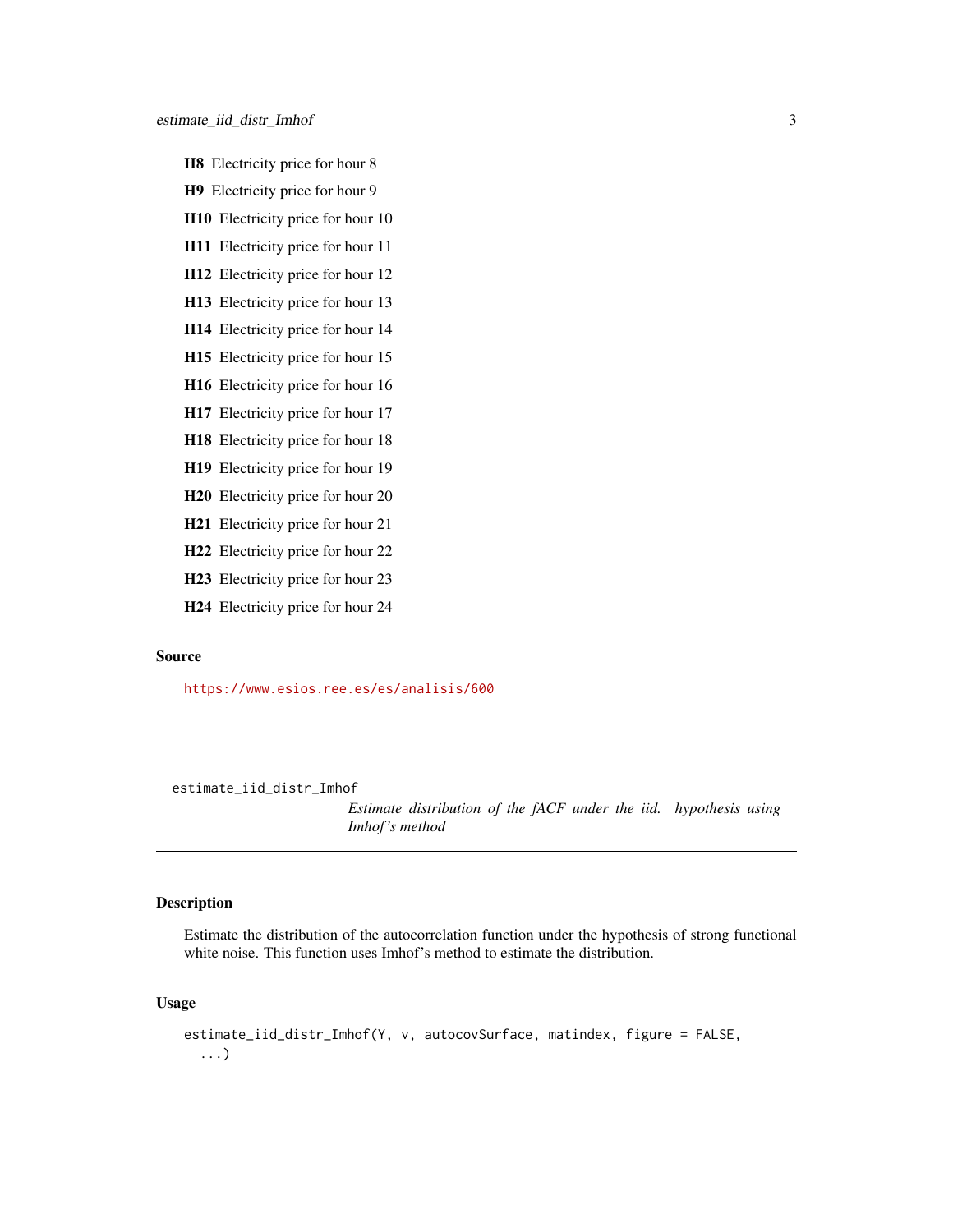**H8** Electricity price for hour 8

**H9** Electricity price for hour 9

**H10** Electricity price for hour 10

**H11** Electricity price for hour 11

**H12** Electricity price for hour 12

**H13** Electricity price for hour 13

**H14** Electricity price for hour 14

**H15** Electricity price for hour 15

**H16** Electricity price for hour 16

**H17** Electricity price for hour 17

**H18** Electricity price for hour 18

**H19** Electricity price for hour 19

**H20** Electricity price for hour 20

**H21** Electricity price for hour 21

**H22** Electricity price for hour 22

**H23** Electricity price for hour 23

**H24** Electricity price for hour 24

### Source

https://www.esios.ree.es/es/analisis/600

---

## estimate_iid_distr_Imhof

*Estimate distribution of the fACF under the iid. hypothesis using Imhof's method*

---

### Description

Estimate the distribution of the autocorrelation function under the hypothesis of strong functional white noise. This function uses Imhof's method to estimate the distribution.

### Usage

```
estimate_iid_distr_Imhof(Y, v, autocovSurface, matindex, figure = FALSE,
  ...)
```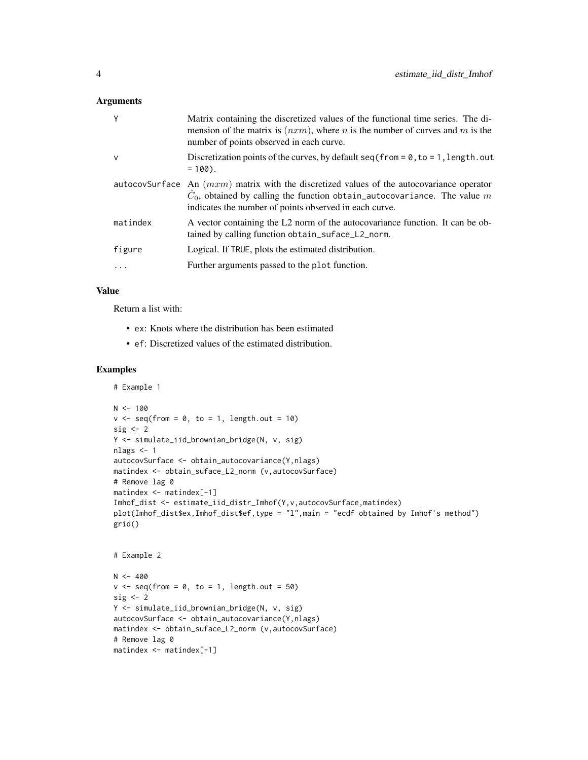### Arguments

| | |
|---|---|
| Y | Matrix containing the discretized values of the functional time series. The dimension of the matrix is $(nxm)$, where $n$ is the number of curves and $m$ is the number of points observed in each curve. |
| v | Discretization points of the curves, by default seq(from = 0, to = 1, length.out = 100). |
| autocovSurface | An $(mxm)$ matrix with the discretized values of the autocovariance operator $\hat{C}_0$, obtained by calling the function obtain_autocovariance. The value $m$ indicates the number of points observed in each curve. |
| matindex | A vector containing the L2 norm of the autocovariance function. It can be obtained by calling function obtain_suface_L2_norm. |
| figure | Logical. If TRUE, plots the estimated distribution. |
| ... | Further arguments passed to the plot function. |

### Value

Return a list with:

- ex: Knots where the distribution has been estimated
- ef: Discretized values of the estimated distribution.

### Examples

```
# Example 1

N <- 100
v <- seq(from = 0, to = 1, length.out = 10)
sig <- 2
Y <- simulate_iid_brownian_bridge(N, v, sig)
nlags <- 1
autocovSurface <- obtain_autocovariance(Y,nlags)
matindex <- obtain_suface_L2_norm (v,autocovSurface)
# Remove lag 0
matindex <- matindex[-1]
Imhof_dist <- estimate_iid_distr_Imhof(Y,v,autocovSurface,matindex)
plot(Imhof_dist$ex,Imhof_dist$ef,type = "l",main = "ecdf obtained by Imhof's method")
grid()


# Example 2

N <- 400
v <- seq(from = 0, to = 1, length.out = 50)
sig <- 2
Y <- simulate_iid_brownian_bridge(N, v, sig)
autocovSurface <- obtain_autocovariance(Y,nlags)
matindex <- obtain_suface_L2_norm (v,autocovSurface)
# Remove lag 0
matindex <- matindex[-1]
```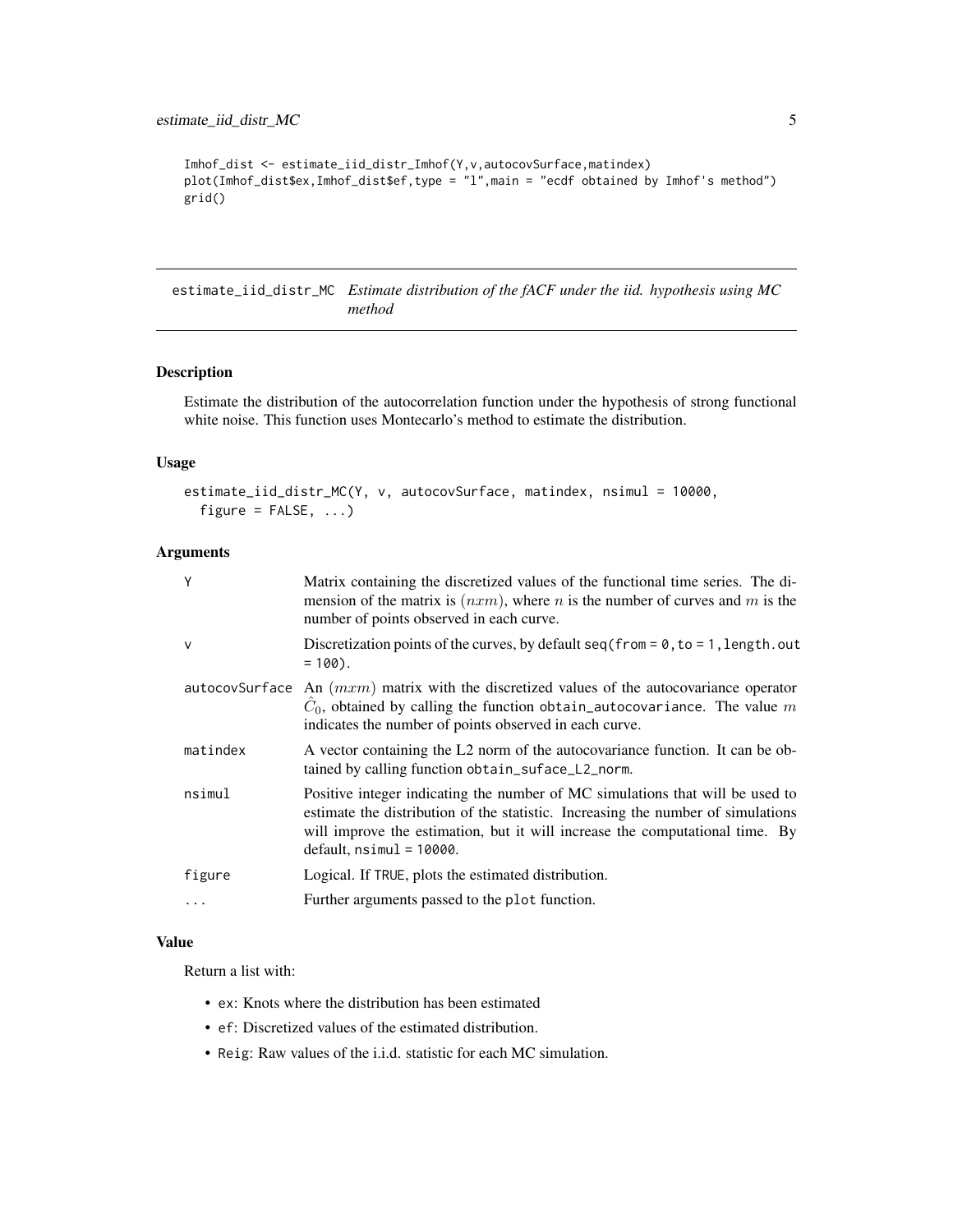```
Imhof_dist <- estimate_iid_distr_Imhof(Y,v,autocovSurface,matindex)
plot(Imhof_dist$ex,Imhof_dist$ef,type = "l",main = "ecdf obtained by Imhof's method")
grid()
```

## estimate_iid_distr_MC *Estimate distribution of the fACF under the iid. hypothesis using MC method*

### Description

Estimate the distribution of the autocorrelation function under the hypothesis of strong functional white noise. This function uses Montecarlo's method to estimate the distribution.

### Usage

```
estimate_iid_distr_MC(Y, v, autocovSurface, matindex, nsimul = 10000,
  figure = FALSE, ...)
```

### Arguments

| | |
|---|---|
| Y | Matrix containing the discretized values of the functional time series. The dimension of the matrix is $(nxm)$, where $n$ is the number of curves and $m$ is the number of points observed in each curve. |
| v | Discretization points of the curves, by default `seq(from = 0, to = 1, length.out = 100)`. |
| autocovSurface | An $(mxm)$ matrix with the discretized values of the autocovariance operator $\hat{C}_0$, obtained by calling the function `obtain_autocovariance`. The value $m$ indicates the number of points observed in each curve. |
| matindex | A vector containing the L2 norm of the autocovariance function. It can be obtained by calling function `obtain_suface_L2_norm`. |
| nsimul | Positive integer indicating the number of MC simulations that will be used to estimate the distribution of the statistic. Increasing the number of simulations will improve the estimation, but it will increase the computational time. By default, `nsimul = 10000`. |
| figure | Logical. If `TRUE`, plots the estimated distribution. |
| ... | Further arguments passed to the `plot` function. |

### Value

Return a list with:

- `ex`: Knots where the distribution has been estimated
- `ef`: Discretized values of the estimated distribution.
- `Reig`: Raw values of the i.i.d. statistic for each MC simulation.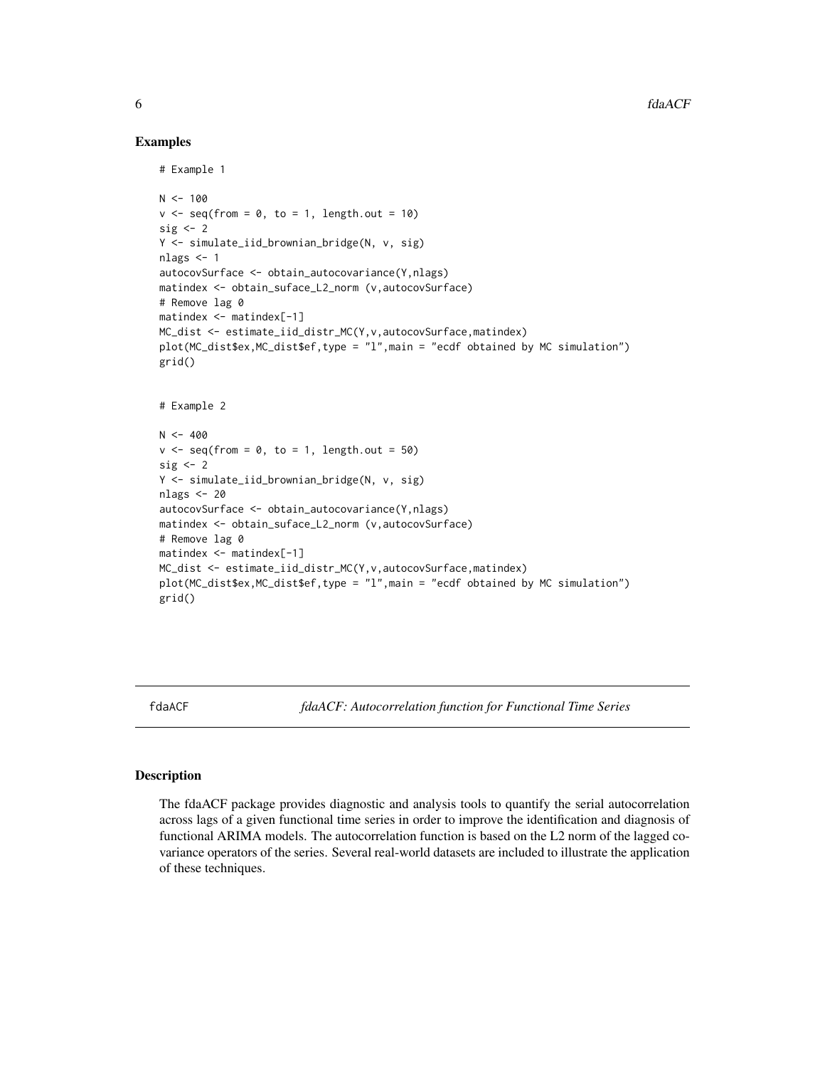## Examples

```
# Example 1

N <- 100
v <- seq(from = 0, to = 1, length.out = 10)
sig <- 2
Y <- simulate_iid_brownian_bridge(N, v, sig)
nlags <- 1
autocovSurface <- obtain_autocovariance(Y,nlags)
matindex <- obtain_suface_L2_norm (v,autocovSurface)
# Remove lag 0
matindex <- matindex[-1]
MC_dist <- estimate_iid_distr_MC(Y,v,autocovSurface,matindex)
plot(MC_dist$ex,MC_dist$ef,type = "l",main = "ecdf obtained by MC simulation")
grid()


# Example 2

N <- 400
v <- seq(from = 0, to = 1, length.out = 50)
sig <- 2
Y <- simulate_iid_brownian_bridge(N, v, sig)
nlags <- 20
autocovSurface <- obtain_autocovariance(Y,nlags)
matindex <- obtain_suface_L2_norm (v,autocovSurface)
# Remove lag 0
matindex <- matindex[-1]
MC_dist <- estimate_iid_distr_MC(Y,v,autocovSurface,matindex)
plot(MC_dist$ex,MC_dist$ef,type = "l",main = "ecdf obtained by MC simulation")
grid()
```

---

# fdaACF — *fdaACF: Autocorrelation function for Functional Time Series*

## Description

The fdaACF package provides diagnostic and analysis tools to quantify the serial autocorrelation across lags of a given functional time series in order to improve the identification and diagnosis of functional ARIMA models. The autocorrelation function is based on the L2 norm of the lagged covariance operators of the series. Several real-world datasets are included to illustrate the application of these techniques.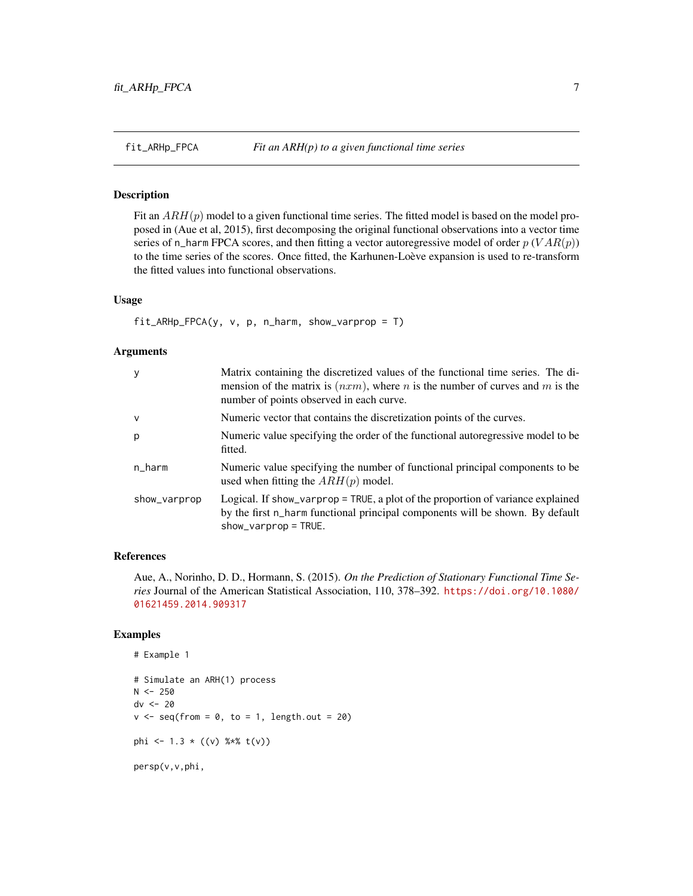## fit_ARHp_FPCA — *Fit an ARH(p) to a given functional time series*

### Description

Fit an $ARH(p)$ model to a given functional time series. The fitted model is based on the model proposed in (Aue et al, 2015), first decomposing the original functional observations into a vector time series of n_harm FPCA scores, and then fitting a vector autoregressive model of order $p$ ($VAR(p)$) to the time series of the scores. Once fitted, the Karhunen-Loève expansion is used to re-transform the fitted values into functional observations.

### Usage

```
fit_ARHp_FPCA(y, v, p, n_harm, show_varprop = T)
```

### Arguments

| | |
|---|---|
| y | Matrix containing the discretized values of the functional time series. The dimension of the matrix is $(nxm)$, where $n$ is the number of curves and $m$ is the number of points observed in each curve. |
| v | Numeric vector that contains the discretization points of the curves. |
| p | Numeric value specifying the order of the functional autoregressive model to be fitted. |
| n_harm | Numeric value specifying the number of functional principal components to be used when fitting the $ARH(p)$ model. |
| show_varprop | Logical. If show_varprop = TRUE, a plot of the proportion of variance explained by the first n_harm functional principal components will be shown. By default show_varprop = TRUE. |

### References

Aue, A., Norinho, D. D., Hormann, S. (2015). *On the Prediction of Stationary Functional Time Series* Journal of the American Statistical Association, 110, 378–392. https://doi.org/10.1080/01621459.2014.909317

### Examples

```
# Example 1

# Simulate an ARH(1) process
N <- 250
dv <- 20
v <- seq(from = 0, to = 1, length.out = 20)

phi <- 1.3 * ((v) %*% t(v))

persp(v,v,phi,
```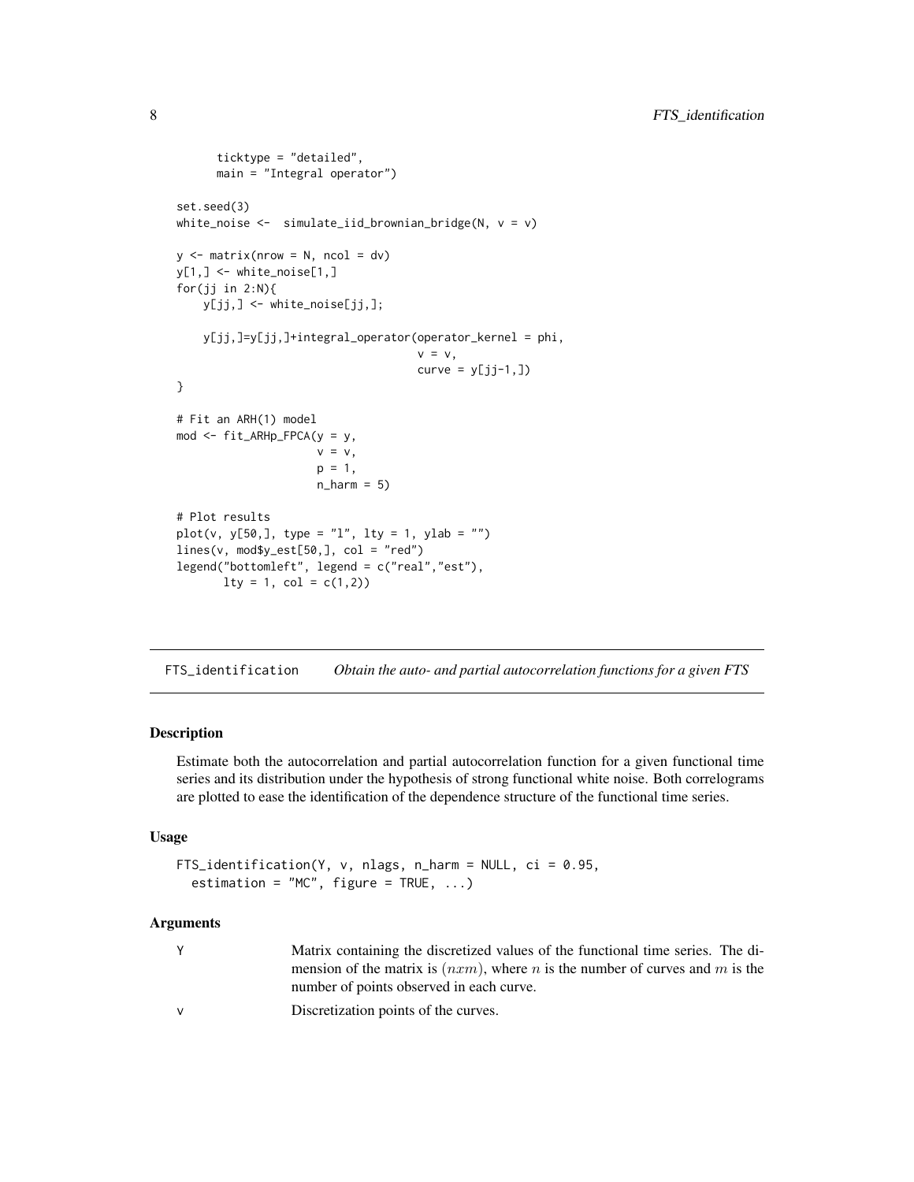```
    ticktype = "detailed",
    main = "Integral operator")

set.seed(3)
white_noise <-  simulate_iid_brownian_bridge(N, v = v)

y <- matrix(nrow = N, ncol = dv)
y[1,] <- white_noise[1,]
for(jj in 2:N){
    y[jj,] <- white_noise[jj,];

    y[jj,]=y[jj,]+integral_operator(operator_kernel = phi,
                                    v = v,
                                    curve = y[jj-1,])
}

# Fit an ARH(1) model
mod <- fit_ARHp_FPCA(y = y,
                     v = v,
                     p = 1,
                     n_harm = 5)

# Plot results
plot(v, y[50,], type = "l", lty = 1, ylab = "")
lines(v, mod$y_est[50,], col = "red")
legend("bottomleft", legend = c("real","est"),
       lty = 1, col = c(1,2))
```

## FTS_identification — *Obtain the auto- and partial autocorrelation functions for a given FTS*

### Description

Estimate both the autocorrelation and partial autocorrelation function for a given functional time series and its distribution under the hypothesis of strong functional white noise. Both correlograms are plotted to ease the identification of the dependence structure of the functional time series.

### Usage

```
FTS_identification(Y, v, nlags, n_harm = NULL, ci = 0.95,
  estimation = "MC", figure = TRUE, ...)
```

### Arguments

| | |
|---|---|
| Y | Matrix containing the discretized values of the functional time series. The dimension of the matrix is $(nxm)$, where $n$ is the number of curves and $m$ is the number of points observed in each curve. |
| v | Discretization points of the curves. |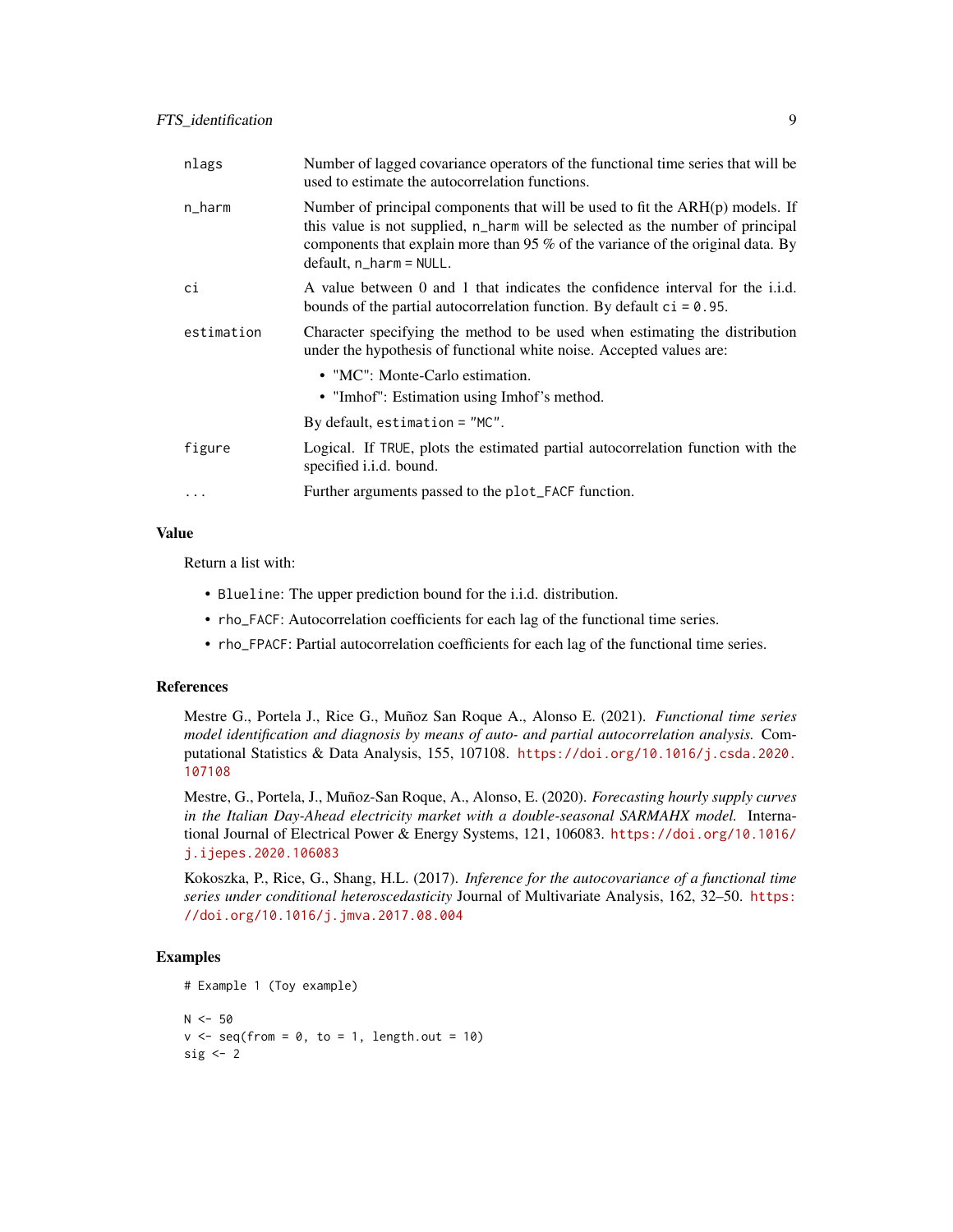| | |
|---|---|
| nlags | Number of lagged covariance operators of the functional time series that will be used to estimate the autocorrelation functions. |
| n_harm | Number of principal components that will be used to fit the ARH(p) models. If this value is not supplied, n_harm will be selected as the number of principal components that explain more than 95 % of the variance of the original data. By default, n_harm = NULL. |
| ci | A value between 0 and 1 that indicates the confidence interval for the i.i.d. bounds of the partial autocorrelation function. By default ci = 0.95. |
| estimation | Character specifying the method to be used when estimating the distribution under the hypothesis of functional white noise. Accepted values are: <br>• "MC": Monte-Carlo estimation. <br>• "Imhof": Estimation using Imhof's method. <br>By default, estimation = "MC". |
| figure | Logical. If TRUE, plots the estimated partial autocorrelation function with the specified i.i.d. bound. |
| ... | Further arguments passed to the plot_FACF function. |

## Value

Return a list with:

- Blueline: The upper prediction bound for the i.i.d. distribution.
- rho_FACF: Autocorrelation coefficients for each lag of the functional time series.
- rho_FPACF: Partial autocorrelation coefficients for each lag of the functional time series.

## References

Mestre G., Portela J., Rice G., Muñoz San Roque A., Alonso E. (2021). *Functional time series model identification and diagnosis by means of auto- and partial autocorrelation analysis.* Computational Statistics & Data Analysis, 155, 107108. https://doi.org/10.1016/j.csda.2020.107108

Mestre, G., Portela, J., Muñoz-San Roque, A., Alonso, E. (2020). *Forecasting hourly supply curves in the Italian Day-Ahead electricity market with a double-seasonal SARMAHX model.* International Journal of Electrical Power & Energy Systems, 121, 106083. https://doi.org/10.1016/j.ijepes.2020.106083

Kokoszka, P., Rice, G., Shang, H.L. (2017). *Inference for the autocovariance of a functional time series under conditional heteroscedasticity* Journal of Multivariate Analysis, 162, 32–50. https://doi.org/10.1016/j.jmva.2017.08.004

## Examples

```
# Example 1 (Toy example)

N <- 50
v <- seq(from = 0, to = 1, length.out = 10)
sig <- 2
```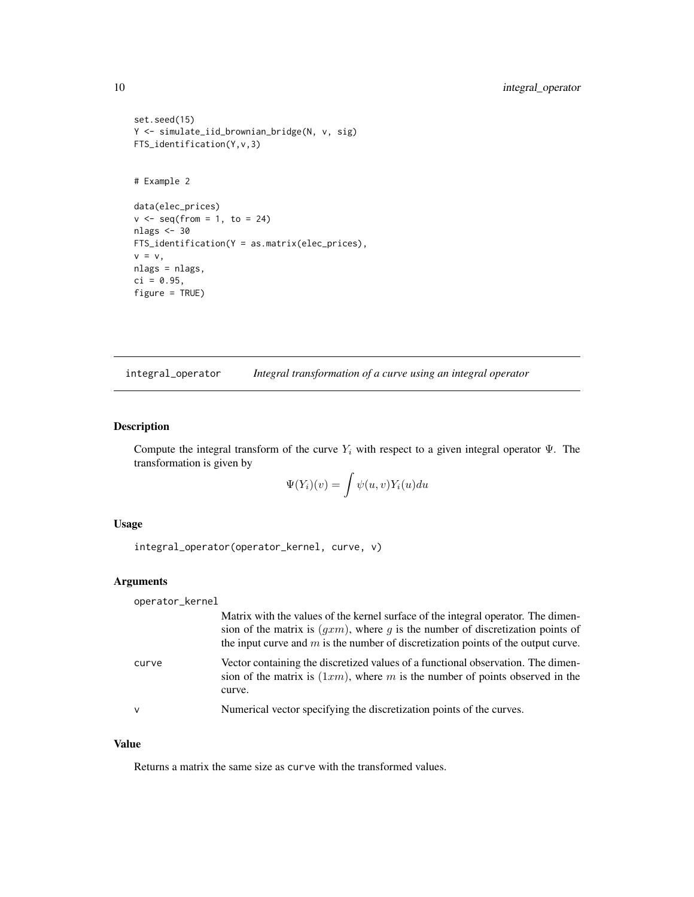```
set.seed(15)
Y <- simulate_iid_brownian_bridge(N, v, sig)
FTS_identification(Y,v,3)


# Example 2

data(elec_prices)
v <- seq(from = 1, to = 24)
nlags <- 30
FTS_identification(Y = as.matrix(elec_prices),
v = v,
nlags = nlags,
ci = 0.95,
figure = TRUE)
```

---

## integral_operator    *Integral transformation of a curve using an integral operator*

---

### Description

Compute the integral transform of the curve $Y_i$ with respect to a given integral operator $\Psi$. The transformation is given by

$$\Psi(Y_i)(v) = \int \psi(u, v) Y_i(u) du$$

### Usage

```
integral_operator(operator_kernel, curve, v)
```

### Arguments

`operator_kernel`
: Matrix with the values of the kernel surface of the integral operator. The dimension of the matrix is $(gxm)$, where $g$ is the number of discretization points of the input curve and $m$ is the number of discretization points of the output curve.

`curve`
: Vector containing the discretized values of a functional observation. The dimension of the matrix is $(1xm)$, where $m$ is the number of points observed in the curve.

`v`
: Numerical vector specifying the discretization points of the curves.

### Value

Returns a matrix the same size as `curve` with the transformed values.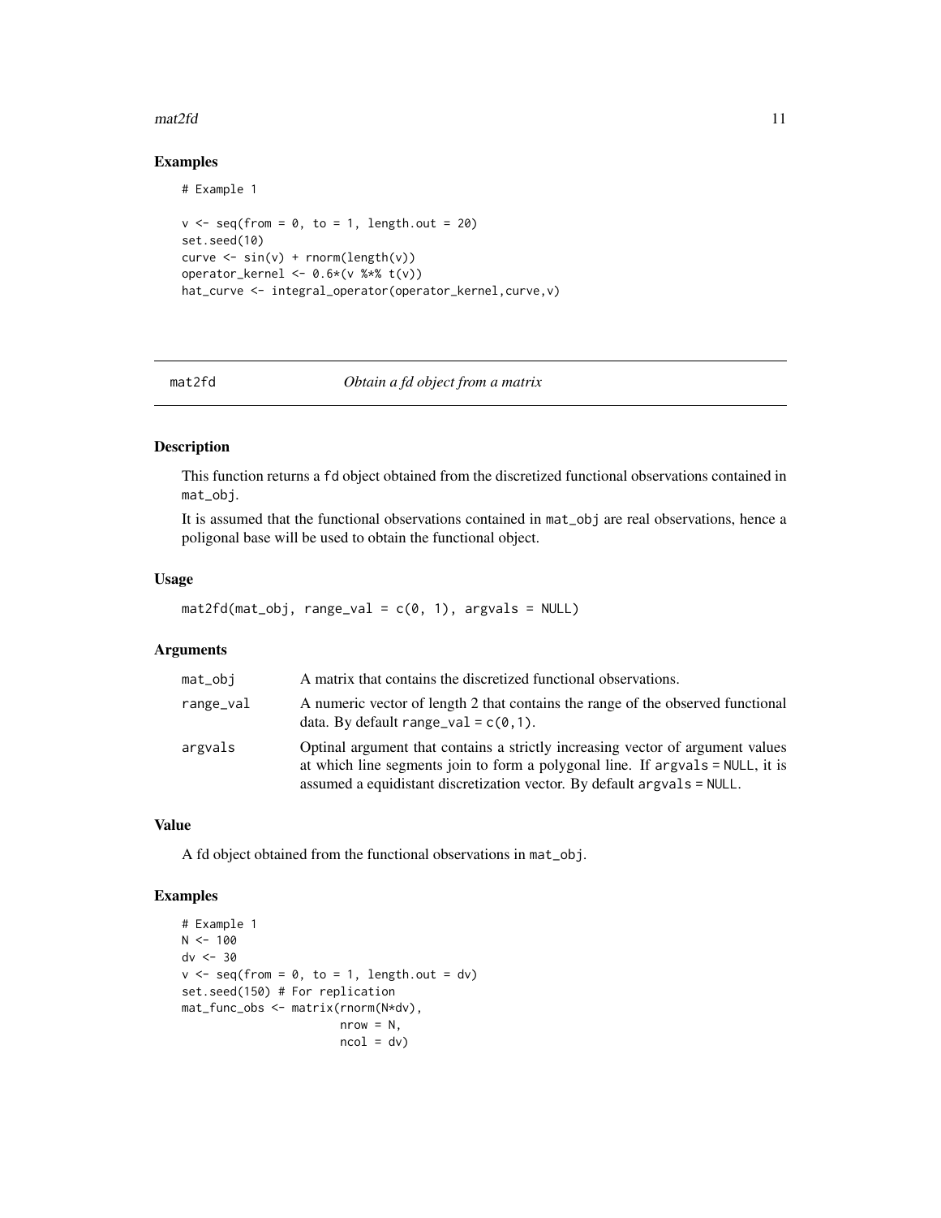## Examples

```
# Example 1

v <- seq(from = 0, to = 1, length.out = 20)
set.seed(10)
curve <- sin(v) + rnorm(length(v))
operator_kernel <- 0.6*(v %*% t(v))
hat_curve <- integral_operator(operator_kernel,curve,v)
```

---

# mat2fd — *Obtain a fd object from a matrix*

## Description

This function returns a `fd` object obtained from the discretized functional observations contained in `mat_obj`.

It is assumed that the functional observations contained in `mat_obj` are real observations, hence a poligonal base will be used to obtain the functional object.

## Usage

```
mat2fd(mat_obj, range_val = c(0, 1), argvals = NULL)
```

## Arguments

| | |
|---|---|
| `mat_obj` | A matrix that contains the discretized functional observations. |
| `range_val` | A numeric vector of length 2 that contains the range of the observed functional data. By default `range_val = c(0,1)`. |
| `argvals` | Optinal argument that contains a strictly increasing vector of argument values at which line segments join to form a polygonal line. If `argvals = NULL`, it is assumed a equidistant discretization vector. By default `argvals = NULL`. |

## Value

A fd object obtained from the functional observations in `mat_obj`.

## Examples

```
# Example 1
N <- 100
dv <- 30
v <- seq(from = 0, to = 1, length.out = dv)
set.seed(150) # For replication
mat_func_obs <- matrix(rnorm(N*dv),
                       nrow = N,
                       ncol = dv)
```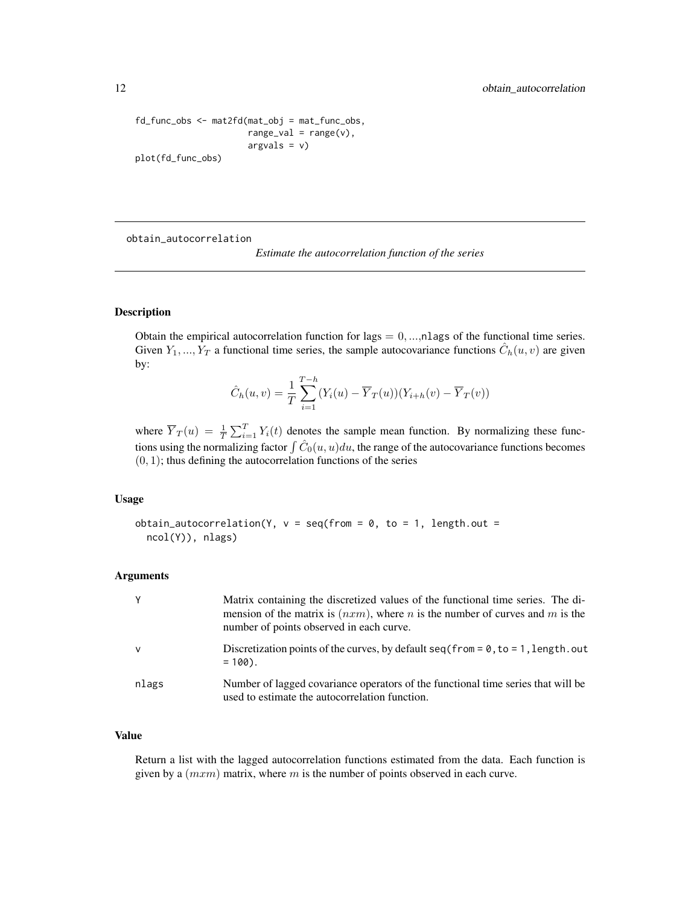```
fd_func_obs <- mat2fd(mat_obj = mat_func_obs,
                      range_val = range(v),
                      argvals = v)
plot(fd_func_obs)
```

---

obtain_autocorrelation    *Estimate the autocorrelation function of the series*

---

## Description

Obtain the empirical autocorrelation function for lags $= 0, ...,$nlags of the functional time series. Given $Y_1, ..., Y_T$ a functional time series, the sample autocovariance functions $\hat{C}_h(u, v)$ are given by:

$$\hat{C}_h(u, v) = \frac{1}{T} \sum_{i=1}^{T-h} (Y_i(u) - \overline{Y}_T(u))(Y_{i+h}(v) - \overline{Y}_T(v))$$

where $\overline{Y}_T(u) = \frac{1}{T} \sum_{i=1}^{T} Y_i(t)$ denotes the sample mean function. By normalizing these functions using the normalizing factor $\int \hat{C}_0(u, u)du$, the range of the autocovariance functions becomes $(0, 1)$; thus defining the autocorrelation functions of the series

## Usage

```
obtain_autocorrelation(Y, v = seq(from = 0, to = 1, length.out =
  ncol(Y)), nlags)
```

## Arguments

| | |
|---|---|
| Y | Matrix containing the discretized values of the functional time series. The dimension of the matrix is $(nxm)$, where $n$ is the number of curves and $m$ is the number of points observed in each curve. |
| v | Discretization points of the curves, by default `seq(from = 0, to = 1, length.out = 100)`. |
| nlags | Number of lagged covariance operators of the functional time series that will be used to estimate the autocorrelation function. |

## Value

Return a list with the lagged autocorrelation functions estimated from the data. Each function is given by a $(mxm)$ matrix, where $m$ is the number of points observed in each curve.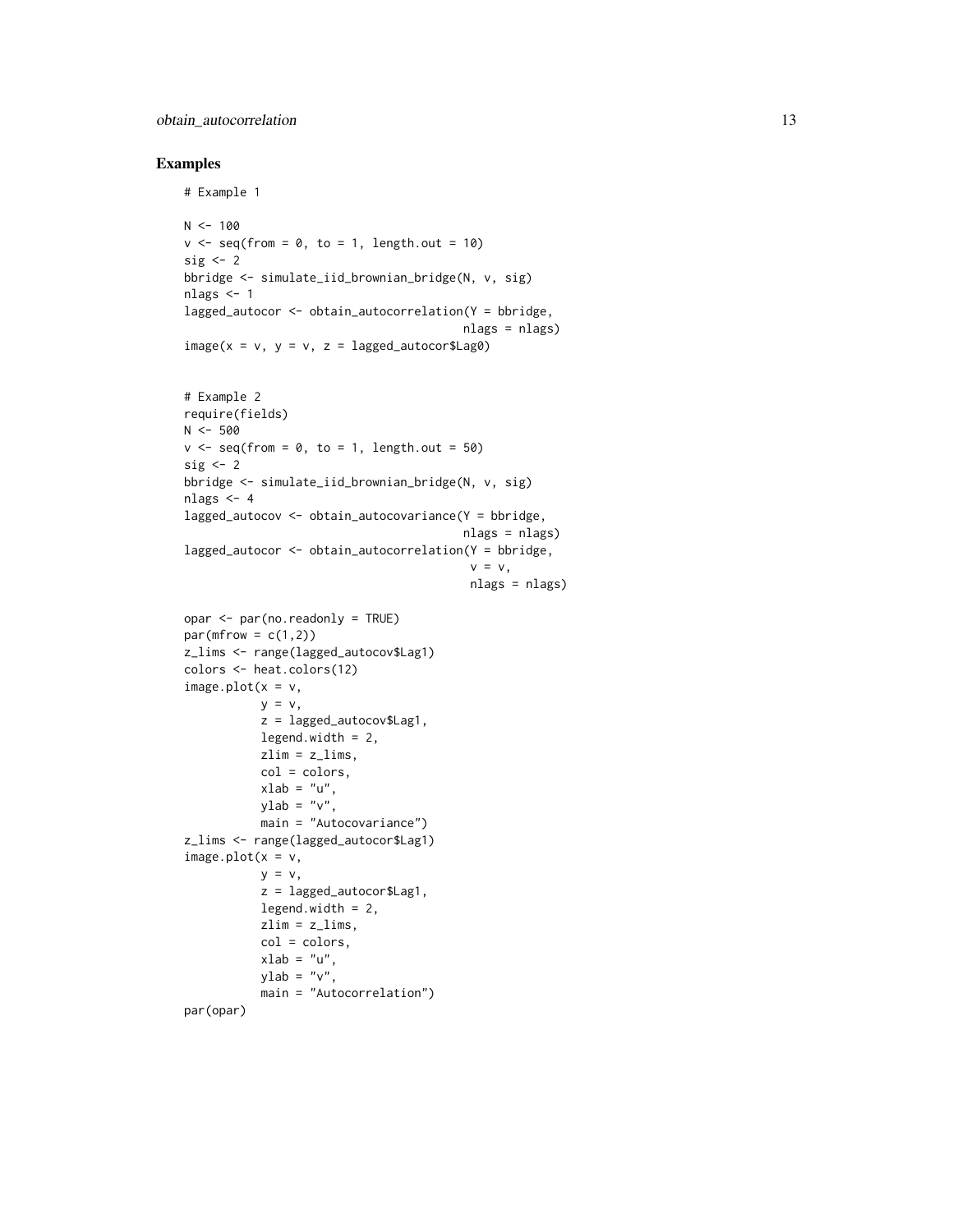## Examples

```
# Example 1

N <- 100
v <- seq(from = 0, to = 1, length.out = 10)
sig <- 2
bbridge <- simulate_iid_brownian_bridge(N, v, sig)
nlags <- 1
lagged_autocor <- obtain_autocorrelation(Y = bbridge,
                                         nlags = nlags)
image(x = v, y = v, z = lagged_autocor$Lag0)


# Example 2
require(fields)
N <- 500
v <- seq(from = 0, to = 1, length.out = 50)
sig <- 2
bbridge <- simulate_iid_brownian_bridge(N, v, sig)
nlags <- 4
lagged_autocov <- obtain_autocovariance(Y = bbridge,
                                        nlags = nlags)
lagged_autocor <- obtain_autocorrelation(Y = bbridge,
                                          v = v,
                                          nlags = nlags)

opar <- par(no.readonly = TRUE)
par(mfrow = c(1,2))
z_lims <- range(lagged_autocov$Lag1)
colors <- heat.colors(12)
image.plot(x = v,
           y = v,
           z = lagged_autocov$Lag1,
           legend.width = 2,
           zlim = z_lims,
           col = colors,
           xlab = "u",
           ylab = "v",
           main = "Autocovariance")
z_lims <- range(lagged_autocor$Lag1)
image.plot(x = v,
           y = v,
           z = lagged_autocor$Lag1,
           legend.width = 2,
           zlim = z_lims,
           col = colors,
           xlab = "u",
           ylab = "v",
           main = "Autocorrelation")
par(opar)
```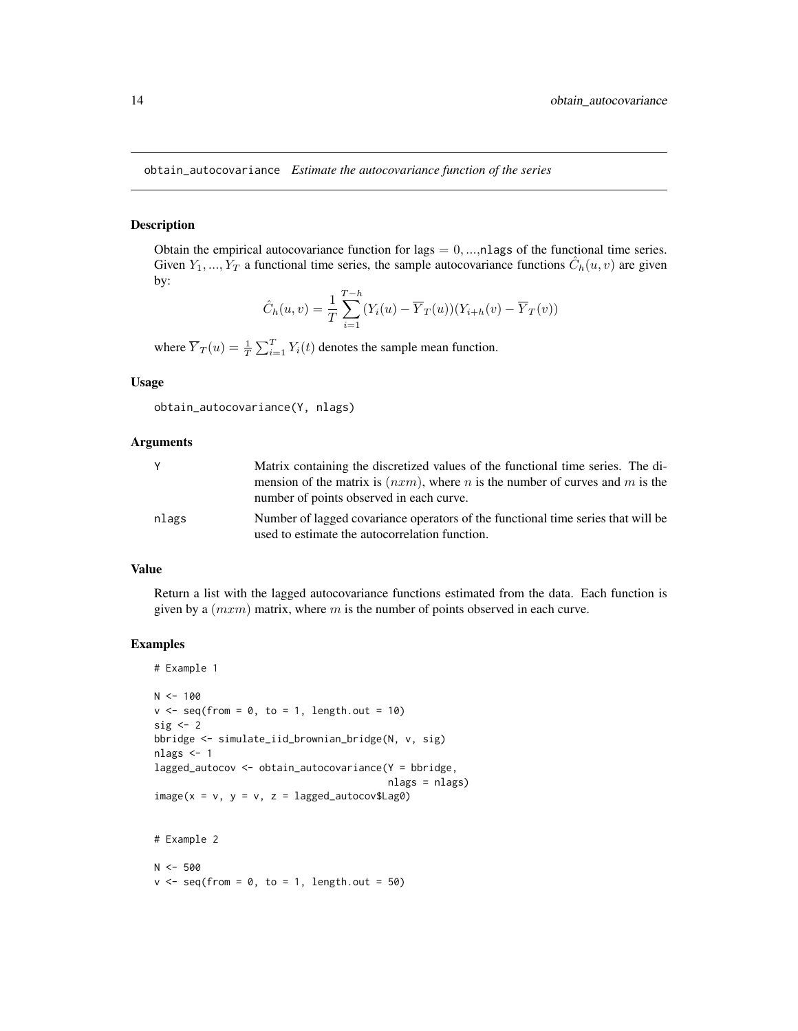## obtain_autocovariance *Estimate the autocovariance function of the series*

### Description

Obtain the empirical autocovariance function for lags $= 0, ...,$nlags of the functional time series. Given $Y_1, ..., Y_T$ a functional time series, the sample autocovariance functions $\hat{C}_h(u, v)$ are given by:

$$\hat{C}_h(u,v) = \frac{1}{T}\sum_{i=1}^{T-h}(Y_i(u) - \overline{Y}_T(u))(Y_{i+h}(v) - \overline{Y}_T(v))$$

where $\overline{Y}_T(u) = \frac{1}{T}\sum_{i=1}^{T} Y_i(t)$ denotes the sample mean function.

### Usage

```
obtain_autocovariance(Y, nlags)
```

### Arguments

| | |
|---|---|
| Y | Matrix containing the discretized values of the functional time series. The dimension of the matrix is $(nxm)$, where $n$ is the number of curves and $m$ is the number of points observed in each curve. |
| nlags | Number of lagged covariance operators of the functional time series that will be used to estimate the autocorrelation function. |

### Value

Return a list with the lagged autocovariance functions estimated from the data. Each function is given by a $(mxm)$ matrix, where $m$ is the number of points observed in each curve.

### Examples

```
# Example 1

N <- 100
v <- seq(from = 0, to = 1, length.out = 10)
sig <- 2
bbridge <- simulate_iid_brownian_bridge(N, v, sig)
nlags <- 1
lagged_autocov <- obtain_autocovariance(Y = bbridge,
                                        nlags = nlags)
image(x = v, y = v, z = lagged_autocov$Lag0)


# Example 2

N <- 500
v <- seq(from = 0, to = 1, length.out = 50)
```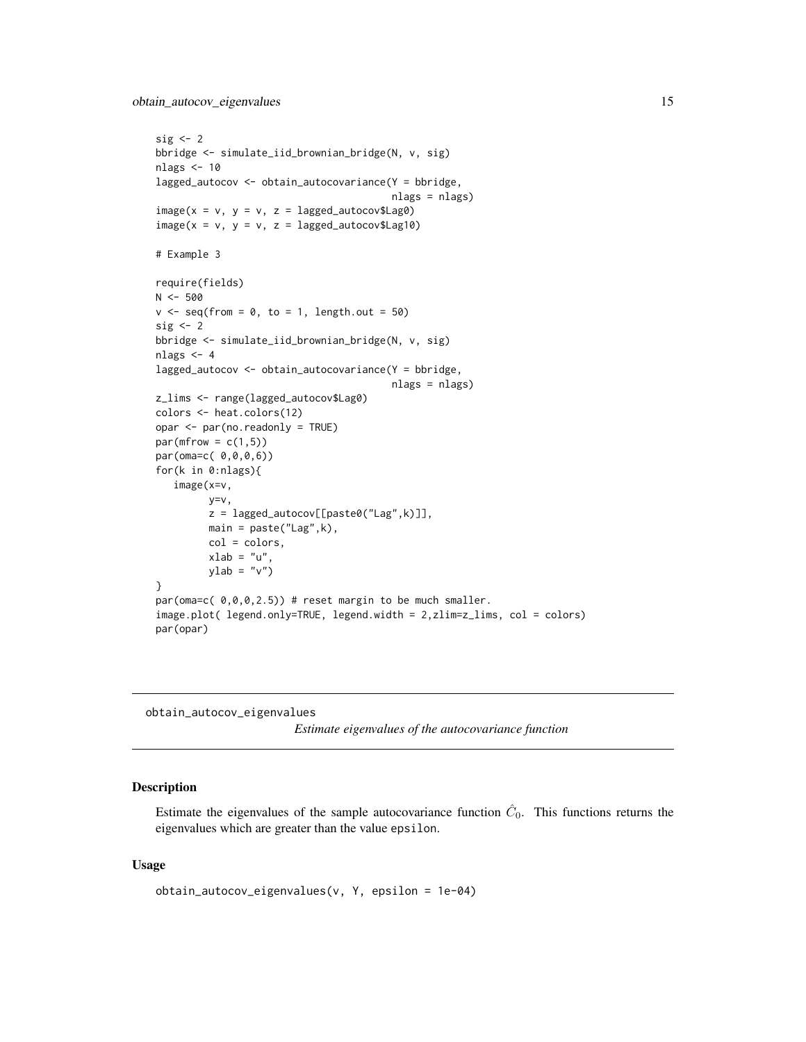```
sig <- 2
bbridge <- simulate_iid_brownian_bridge(N, v, sig)
nlags <- 10
lagged_autocov <- obtain_autocovariance(Y = bbridge,
                                         nlags = nlags)
image(x = v, y = v, z = lagged_autocov$Lag0)
image(x = v, y = v, z = lagged_autocov$Lag10)

# Example 3

require(fields)
N <- 500
v <- seq(from = 0, to = 1, length.out = 50)
sig <- 2
bbridge <- simulate_iid_brownian_bridge(N, v, sig)
nlags <- 4
lagged_autocov <- obtain_autocovariance(Y = bbridge,
                                         nlags = nlags)
z_lims <- range(lagged_autocov$Lag0)
colors <- heat.colors(12)
opar <- par(no.readonly = TRUE)
par(mfrow = c(1,5))
par(oma=c( 0,0,0,6))
for(k in 0:nlags){
   image(x=v,
         y=v,
         z = lagged_autocov[[paste0("Lag",k)]],
         main = paste("Lag",k),
         col = colors,
         xlab = "u",
         ylab = "v")
}
par(oma=c( 0,0,0,2.5)) # reset margin to be much smaller.
image.plot( legend.only=TRUE, legend.width = 2,zlim=z_lims, col = colors)
par(opar)
```

## obtain_autocov_eigenvalues

*Estimate eigenvalues of the autocovariance function*

### Description

Estimate the eigenvalues of the sample autocovariance function $\hat{C}_0$. This functions returns the eigenvalues which are greater than the value epsilon.

### Usage

```
obtain_autocov_eigenvalues(v, Y, epsilon = 1e-04)
```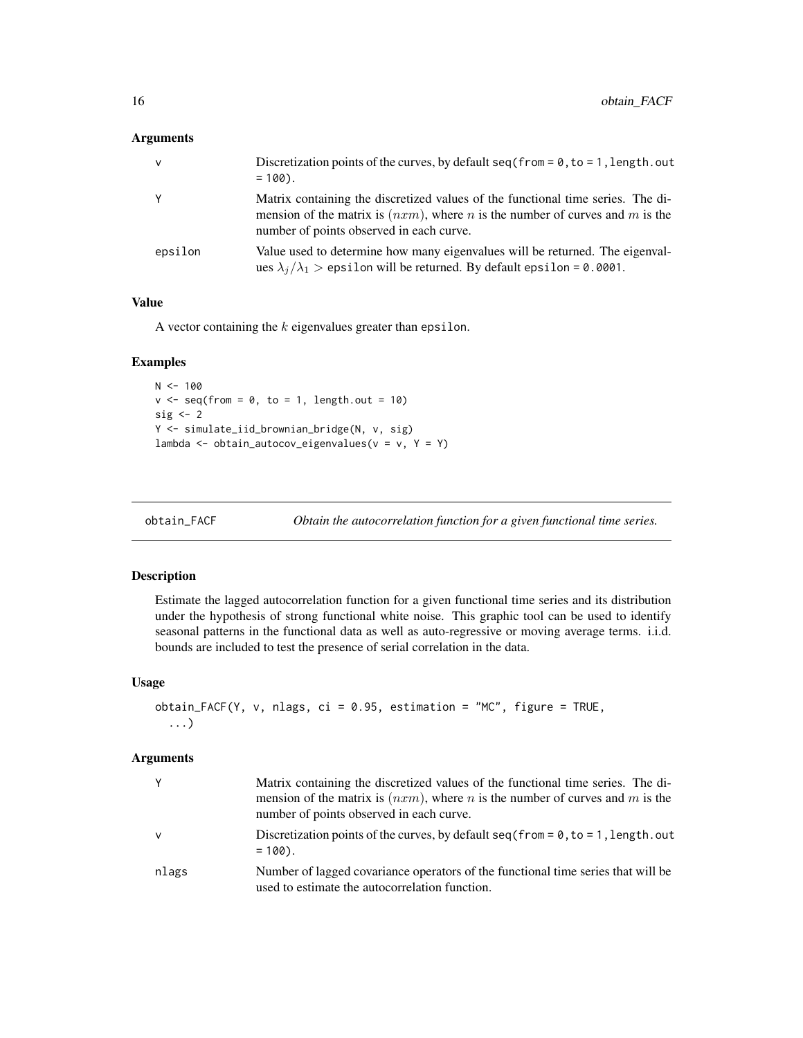### Arguments

| | |
|---|---|
| v | Discretization points of the curves, by default seq(from = 0, to = 1, length.out = 100). |
| Y | Matrix containing the discretized values of the functional time series. The dimension of the matrix is $(nxm)$, where $n$ is the number of curves and $m$ is the number of points observed in each curve. |
| epsilon | Value used to determine how many eigenvalues will be returned. The eigenvalues $\lambda_j/\lambda_1 >$ epsilon will be returned. By default epsilon = 0.0001. |

### Value

A vector containing the $k$ eigenvalues greater than epsilon.

### Examples

```
N <- 100
v <- seq(from = 0, to = 1, length.out = 10)
sig <- 2
Y <- simulate_iid_brownian_bridge(N, v, sig)
lambda <- obtain_autocov_eigenvalues(v = v, Y = Y)
```

---

## obtain_FACF — *Obtain the autocorrelation function for a given functional time series.*

### Description

Estimate the lagged autocorrelation function for a given functional time series and its distribution under the hypothesis of strong functional white noise. This graphic tool can be used to identify seasonal patterns in the functional data as well as auto-regressive or moving average terms. i.i.d. bounds are included to test the presence of serial correlation in the data.

### Usage

```
obtain_FACF(Y, v, nlags, ci = 0.95, estimation = "MC", figure = TRUE,
  ...)
```

### Arguments

| | |
|---|---|
| Y | Matrix containing the discretized values of the functional time series. The dimension of the matrix is $(nxm)$, where $n$ is the number of curves and $m$ is the number of points observed in each curve. |
| v | Discretization points of the curves, by default seq(from = 0, to = 1, length.out = 100). |
| nlags | Number of lagged covariance operators of the functional time series that will be used to estimate the autocorrelation function. |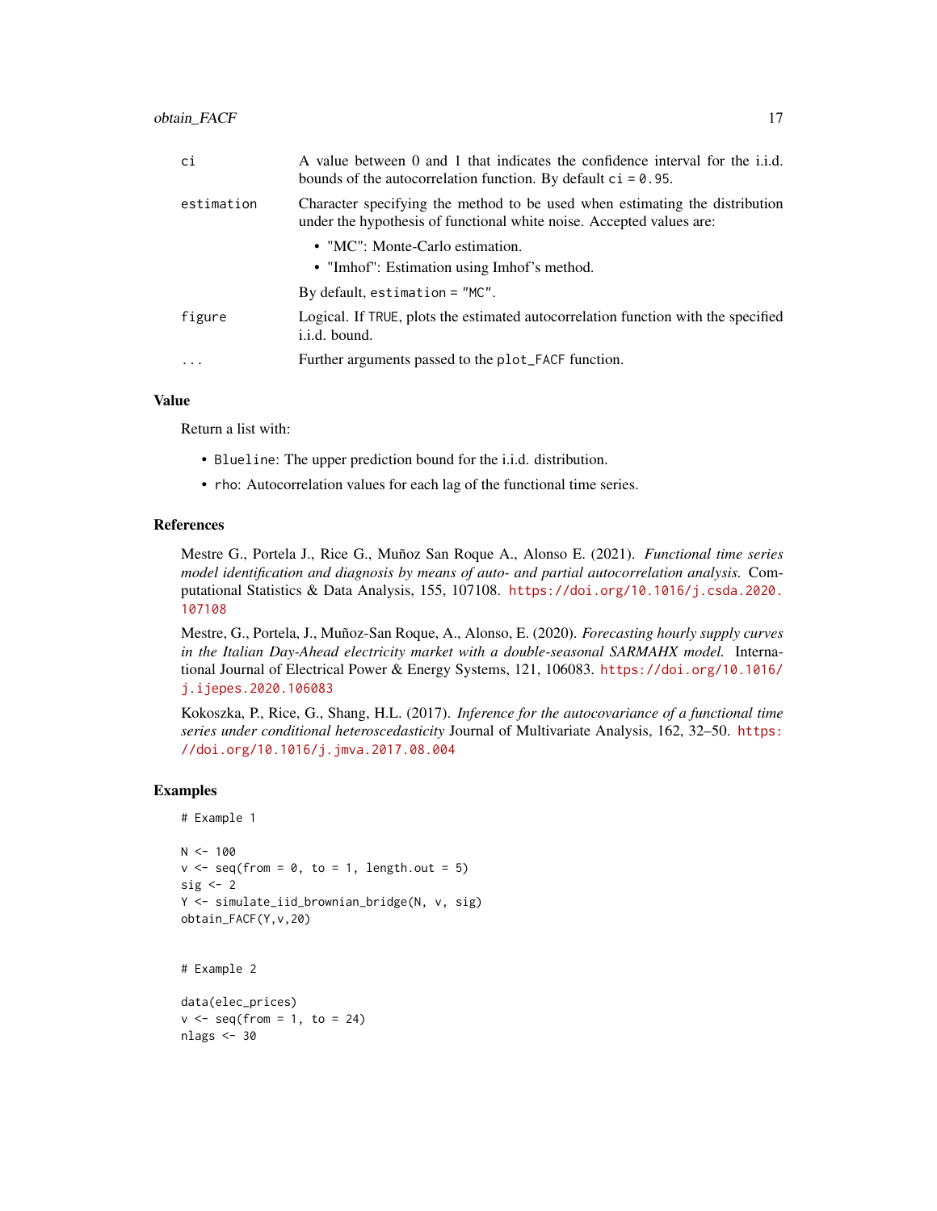| | |
|---|---|
| `ci` | A value between 0 and 1 that indicates the confidence interval for the i.i.d. bounds of the autocorrelation function. By default `ci = 0.95`. |
| `estimation` | Character specifying the method to be used when estimating the distribution under the hypothesis of functional white noise. Accepted values are: <br>• "MC": Monte-Carlo estimation. <br>• "Imhof": Estimation using Imhof's method. <br>By default, `estimation = "MC"`. |
| `figure` | Logical. If `TRUE`, plots the estimated autocorrelation function with the specified i.i.d. bound. |
| `...` | Further arguments passed to the `plot_FACF` function. |

### Value

Return a list with:

- `Blueline`: The upper prediction bound for the i.i.d. distribution.
- `rho`: Autocorrelation values for each lag of the functional time series.

### References

Mestre G., Portela J., Rice G., Muñoz San Roque A., Alonso E. (2021). *Functional time series model identification and diagnosis by means of auto- and partial autocorrelation analysis.* Computational Statistics & Data Analysis, 155, 107108. https://doi.org/10.1016/j.csda.2020.107108

Mestre, G., Portela, J., Muñoz-San Roque, A., Alonso, E. (2020). *Forecasting hourly supply curves in the Italian Day-Ahead electricity market with a double-seasonal SARMAHX model.* International Journal of Electrical Power & Energy Systems, 121, 106083. https://doi.org/10.1016/j.ijepes.2020.106083

Kokoszka, P., Rice, G., Shang, H.L. (2017). *Inference for the autocovariance of a functional time series under conditional heteroscedasticity* Journal of Multivariate Analysis, 162, 32–50. https://doi.org/10.1016/j.jmva.2017.08.004

### Examples

```
# Example 1

N <- 100
v <- seq(from = 0, to = 1, length.out = 5)
sig <- 2
Y <- simulate_iid_brownian_bridge(N, v, sig)
obtain_FACF(Y,v,20)


# Example 2

data(elec_prices)
v <- seq(from = 1, to = 24)
nlags <- 30
```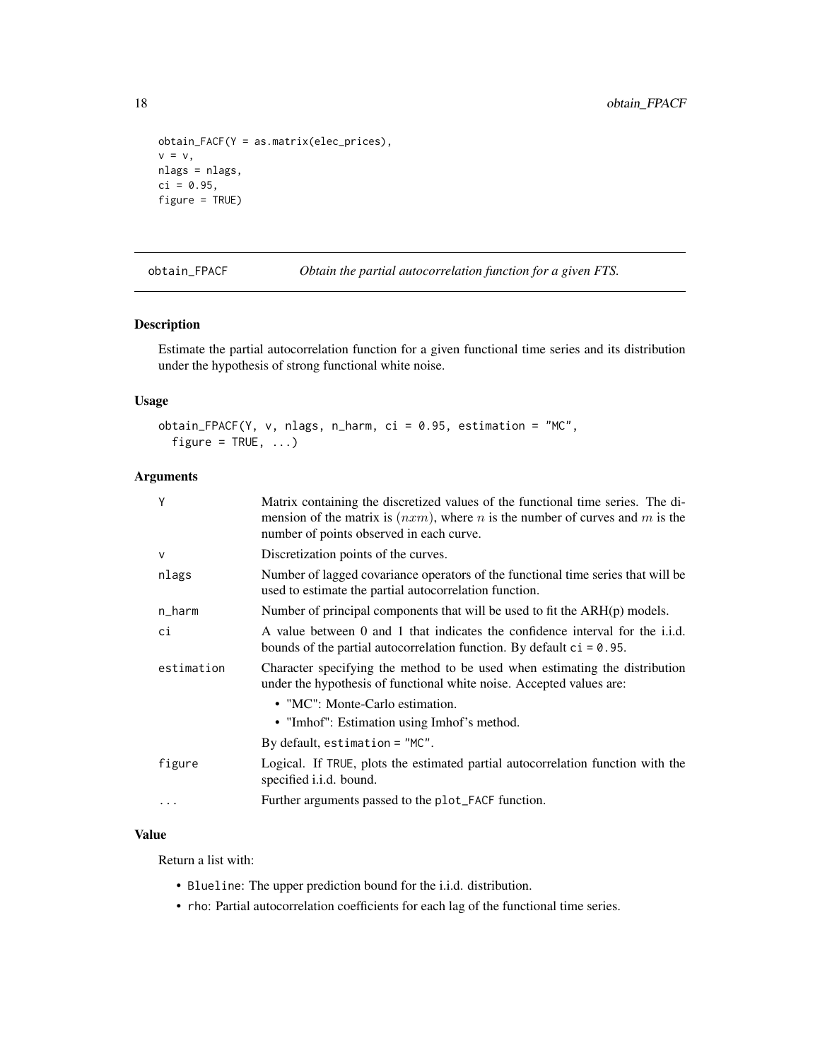```
obtain_FACF(Y = as.matrix(elec_prices),
v = v,
nlags = nlags,
ci = 0.95,
figure = TRUE)
```

---

## obtain_FPACF — *Obtain the partial autocorrelation function for a given FTS.*

### Description

Estimate the partial autocorrelation function for a given functional time series and its distribution under the hypothesis of strong functional white noise.

### Usage

```
obtain_FPACF(Y, v, nlags, n_harm, ci = 0.95, estimation = "MC",
  figure = TRUE, ...)
```

### Arguments

| | |
|---|---|
| Y | Matrix containing the discretized values of the functional time series. The dimension of the matrix is $(nxm)$, where $n$ is the number of curves and $m$ is the number of points observed in each curve. |
| v | Discretization points of the curves. |
| nlags | Number of lagged covariance operators of the functional time series that will be used to estimate the partial autocorrelation function. |
| n_harm | Number of principal components that will be used to fit the ARH(p) models. |
| ci | A value between 0 and 1 that indicates the confidence interval for the i.i.d. bounds of the partial autocorrelation function. By default `ci = 0.95`. |
| estimation | Character specifying the method to be used when estimating the distribution under the hypothesis of functional white noise. Accepted values are: <br>• "MC": Monte-Carlo estimation. <br>• "Imhof": Estimation using Imhof's method. <br>By default, `estimation = "MC"`. |
| figure | Logical. If `TRUE`, plots the estimated partial autocorrelation function with the specified i.i.d. bound. |
| ... | Further arguments passed to the `plot_FACF` function. |

### Value

Return a list with:

- `Blueline`: The upper prediction bound for the i.i.d. distribution.
- `rho`: Partial autocorrelation coefficients for each lag of the functional time series.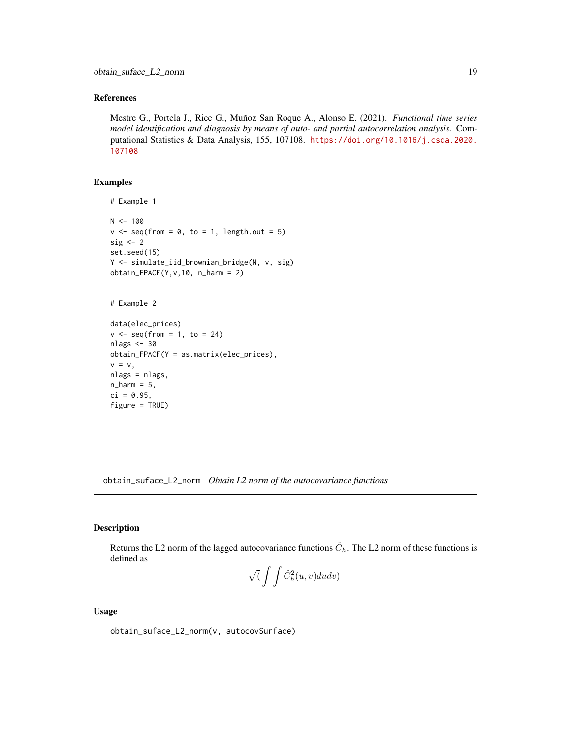### References

Mestre G., Portela J., Rice G., Muñoz San Roque A., Alonso E. (2021). *Functional time series model identification and diagnosis by means of auto- and partial autocorrelation analysis.* Computational Statistics & Data Analysis, 155, 107108. https://doi.org/10.1016/j.csda.2020.107108

### Examples

```
# Example 1

N <- 100
v <- seq(from = 0, to = 1, length.out = 5)
sig <- 2
set.seed(15)
Y <- simulate_iid_brownian_bridge(N, v, sig)
obtain_FPACF(Y,v,10, n_harm = 2)


# Example 2

data(elec_prices)
v <- seq(from = 1, to = 24)
nlags <- 30
obtain_FPACF(Y = as.matrix(elec_prices),
v = v,
nlags = nlags,
n_harm = 5,
ci = 0.95,
figure = TRUE)
```

---

## obtain_suface_L2_norm *Obtain L2 norm of the autocovariance functions*

### Description

Returns the L2 norm of the lagged autocovariance functions $\hat{C}_h$. The L2 norm of these functions is defined as

$$\sqrt{(}\int\int \hat{C}_h^2(u,v)dudv)$$

### Usage

```
obtain_suface_L2_norm(v, autocovSurface)
```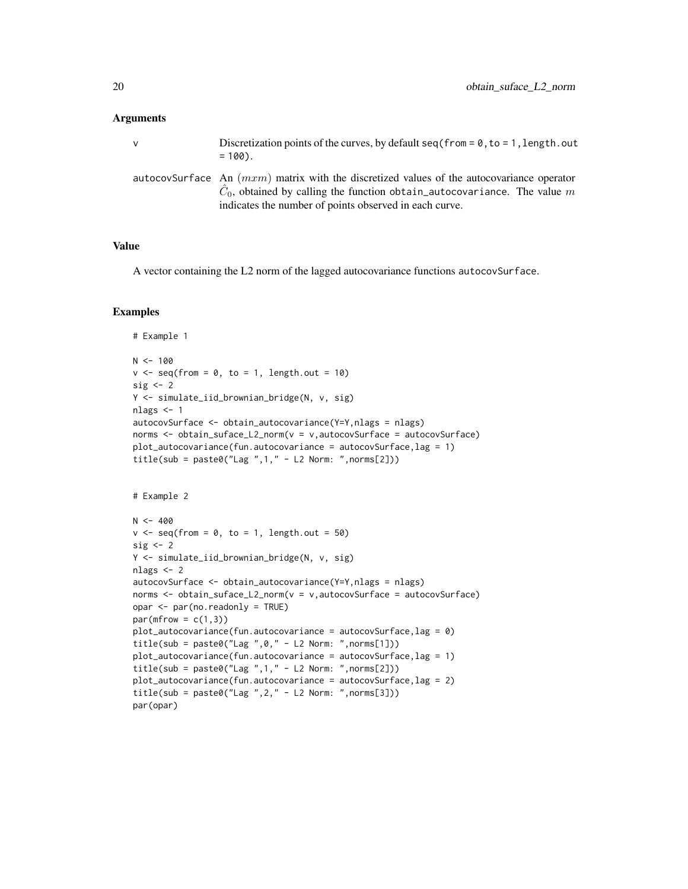### Arguments

| | |
|---|---|
| v | Discretization points of the curves, by default seq(from = 0, to = 1, length.out = 100). |
| autocovSurface | An $(mxm)$ matrix with the discretized values of the autocovariance operator $\hat{C}_0$, obtained by calling the function obtain_autocovariance. The value $m$ indicates the number of points observed in each curve. |

### Value

A vector containing the L2 norm of the lagged autocovariance functions autocovSurface.

### Examples

```
# Example 1

N <- 100
v <- seq(from = 0, to = 1, length.out = 10)
sig <- 2
Y <- simulate_iid_brownian_bridge(N, v, sig)
nlags <- 1
autocovSurface <- obtain_autocovariance(Y=Y,nlags = nlags)
norms <- obtain_suface_L2_norm(v = v,autocovSurface = autocovSurface)
plot_autocovariance(fun.autocovariance = autocovSurface,lag = 1)
title(sub = paste0("Lag ",1," - L2 Norm: ",norms[2]))


# Example 2

N <- 400
v <- seq(from = 0, to = 1, length.out = 50)
sig <- 2
Y <- simulate_iid_brownian_bridge(N, v, sig)
nlags <- 2
autocovSurface <- obtain_autocovariance(Y=Y,nlags = nlags)
norms <- obtain_suface_L2_norm(v = v,autocovSurface = autocovSurface)
opar <- par(no.readonly = TRUE)
par(mfrow = c(1,3))
plot_autocovariance(fun.autocovariance = autocovSurface,lag = 0)
title(sub = paste0("Lag ",0," - L2 Norm: ",norms[1]))
plot_autocovariance(fun.autocovariance = autocovSurface,lag = 1)
title(sub = paste0("Lag ",1," - L2 Norm: ",norms[2]))
plot_autocovariance(fun.autocovariance = autocovSurface,lag = 2)
title(sub = paste0("Lag ",2," - L2 Norm: ",norms[3]))
par(opar)
```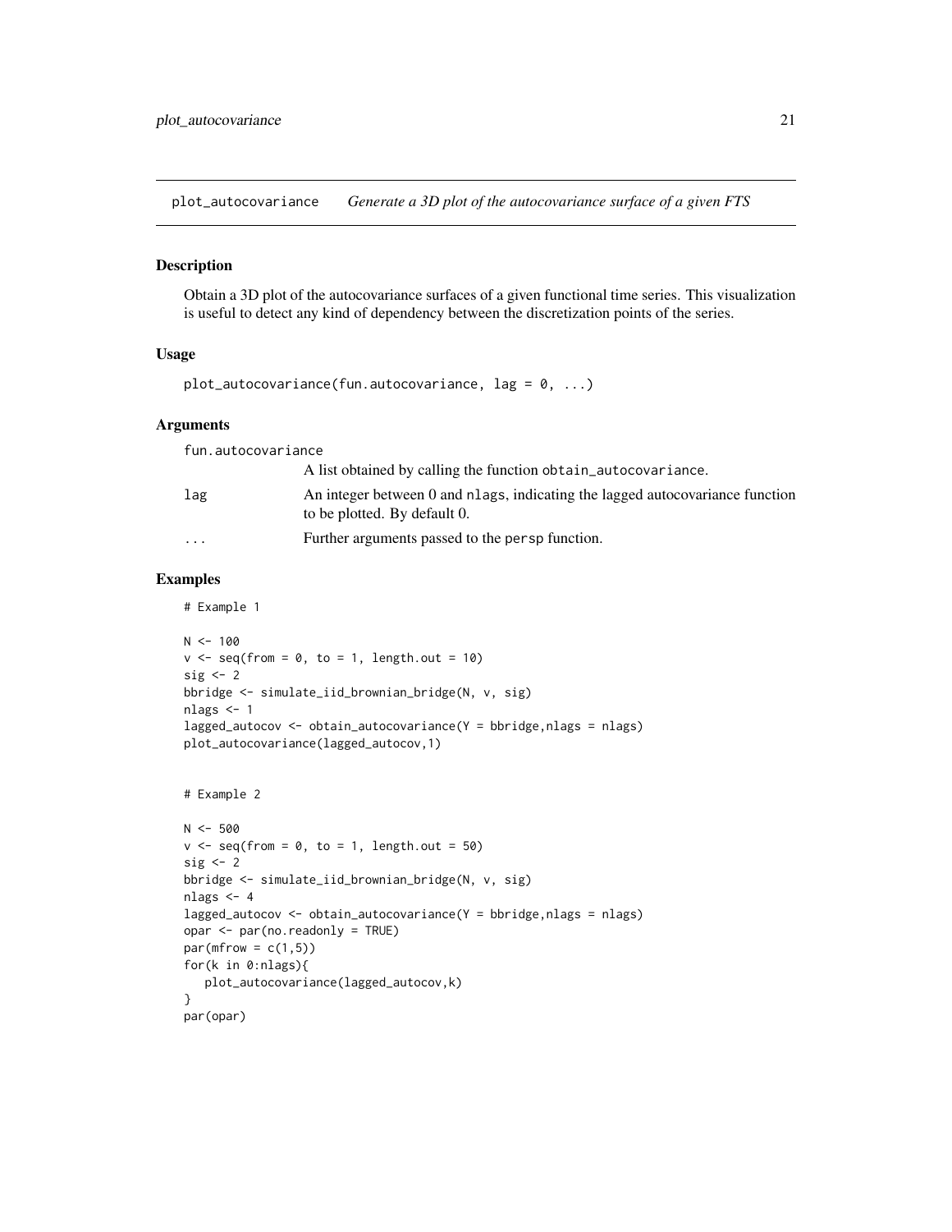## plot_autocovariance *Generate a 3D plot of the autocovariance surface of a given FTS*

### Description

Obtain a 3D plot of the autocovariance surfaces of a given functional time series. This visualization is useful to detect any kind of dependency between the discretization points of the series.

### Usage

```
plot_autocovariance(fun.autocovariance, lag = 0, ...)
```

### Arguments

- `fun.autocovariance`: A list obtained by calling the function `obtain_autocovariance`.
- `lag`: An integer between 0 and `nlags`, indicating the lagged autocovariance function to be plotted. By default 0.
- `...`: Further arguments passed to the `persp` function.

### Examples

```
# Example 1

N <- 100
v <- seq(from = 0, to = 1, length.out = 10)
sig <- 2
bbridge <- simulate_iid_brownian_bridge(N, v, sig)
nlags <- 1
lagged_autocov <- obtain_autocovariance(Y = bbridge,nlags = nlags)
plot_autocovariance(lagged_autocov,1)


# Example 2

N <- 500
v <- seq(from = 0, to = 1, length.out = 50)
sig <- 2
bbridge <- simulate_iid_brownian_bridge(N, v, sig)
nlags <- 4
lagged_autocov <- obtain_autocovariance(Y = bbridge,nlags = nlags)
opar <- par(no.readonly = TRUE)
par(mfrow = c(1,5))
for(k in 0:nlags){
   plot_autocovariance(lagged_autocov,k)
}
par(opar)
```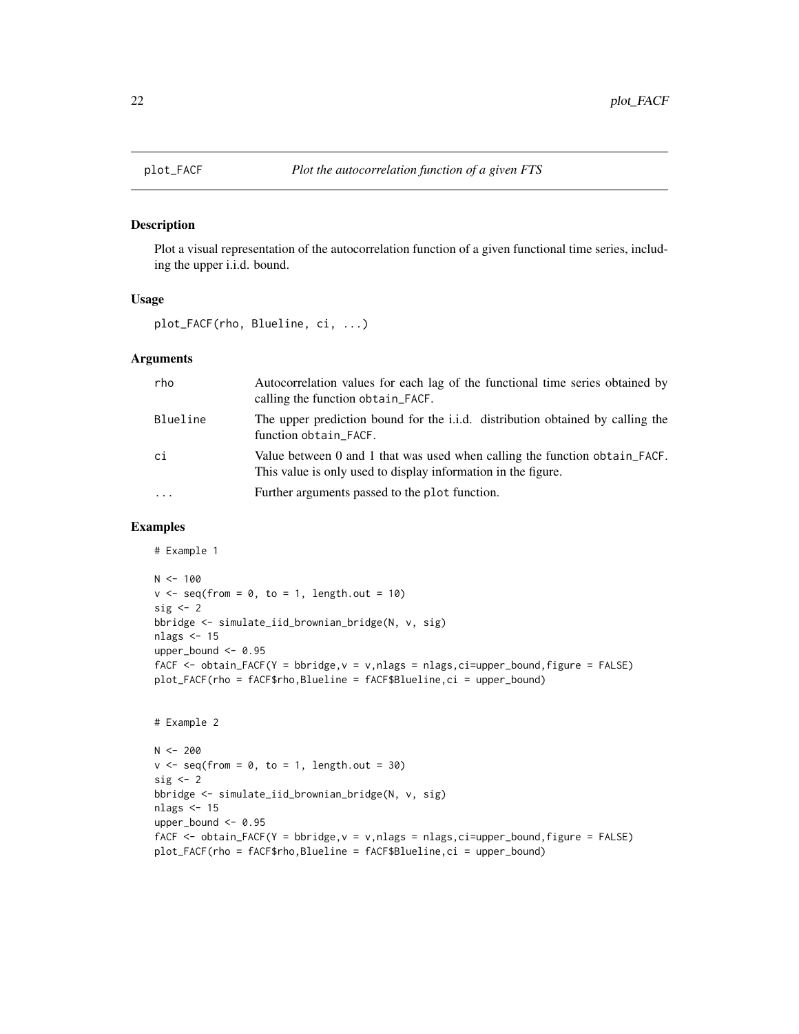# plot_FACF

*Plot the autocorrelation function of a given FTS*

## Description

Plot a visual representation of the autocorrelation function of a given functional time series, including the upper i.i.d. bound.

## Usage

```
plot_FACF(rho, Blueline, ci, ...)
```

## Arguments

| | |
|---|---|
| rho | Autocorrelation values for each lag of the functional time series obtained by calling the function obtain_FACF. |
| Blueline | The upper prediction bound for the i.i.d. distribution obtained by calling the function obtain_FACF. |
| ci | Value between 0 and 1 that was used when calling the function obtain_FACF. This value is only used to display information in the figure. |
| ... | Further arguments passed to the plot function. |

## Examples

```
# Example 1

N <- 100
v <- seq(from = 0, to = 1, length.out = 10)
sig <- 2
bbridge <- simulate_iid_brownian_bridge(N, v, sig)
nlags <- 15
upper_bound <- 0.95
fACF <- obtain_FACF(Y = bbridge,v = v,nlags = nlags,ci=upper_bound,figure = FALSE)
plot_FACF(rho = fACF$rho,Blueline = fACF$Blueline,ci = upper_bound)


# Example 2

N <- 200
v <- seq(from = 0, to = 1, length.out = 30)
sig <- 2
bbridge <- simulate_iid_brownian_bridge(N, v, sig)
nlags <- 15
upper_bound <- 0.95
fACF <- obtain_FACF(Y = bbridge,v = v,nlags = nlags,ci=upper_bound,figure = FALSE)
plot_FACF(rho = fACF$rho,Blueline = fACF$Blueline,ci = upper_bound)
```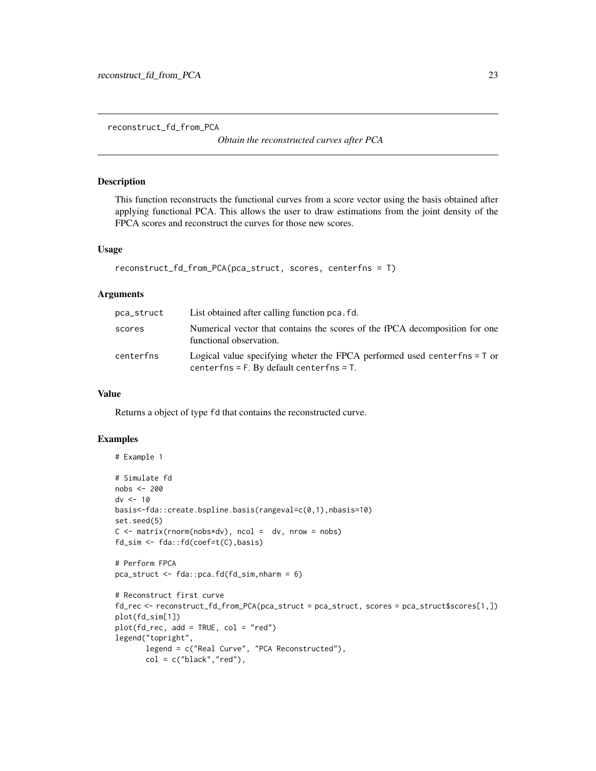reconstruct_fd_from_PCA

*Obtain the reconstructed curves after PCA*

### Description

This function reconstructs the functional curves from a score vector using the basis obtained after applying functional PCA. This allows the user to draw estimations from the joint density of the FPCA scores and reconstruct the curves for those new scores.

### Usage

```
reconstruct_fd_from_PCA(pca_struct, scores, centerfns = T)
```

### Arguments

| | |
|---|---|
| pca_struct | List obtained after calling function pca.fd. |
| scores | Numerical vector that contains the scores of the fPCA decomposition for one functional observation. |
| centerfns | Logical value specifying wheter the FPCA performed used centerfns = T or centerfns = F. By default centerfns = T. |

### Value

Returns a object of type fd that contains the reconstructed curve.

### Examples

```
# Example 1

# Simulate fd
nobs <- 200
dv <- 10
basis<-fda::create.bspline.basis(rangeval=c(0,1),nbasis=10)
set.seed(5)
C <- matrix(rnorm(nobs*dv), ncol =  dv, nrow = nobs)
fd_sim <- fda::fd(coef=t(C),basis)

# Perform FPCA
pca_struct <- fda::pca.fd(fd_sim,nharm = 6)

# Reconstruct first curve
fd_rec <- reconstruct_fd_from_PCA(pca_struct = pca_struct, scores = pca_struct$scores[1,])
plot(fd_sim[1])
plot(fd_rec, add = TRUE, col = "red")
legend("topright",
       legend = c("Real Curve", "PCA Reconstructed"),
       col = c("black","red"),
```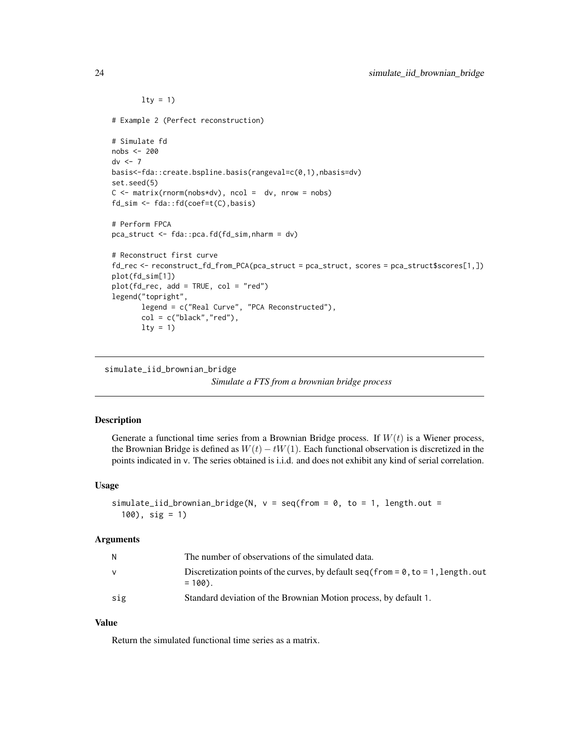```
        lty = 1)

# Example 2 (Perfect reconstruction)

# Simulate fd
nobs <- 200
dv <- 7
basis<-fda::create.bspline.basis(rangeval=c(0,1),nbasis=dv)
set.seed(5)
C <- matrix(rnorm(nobs*dv), ncol =  dv, nrow = nobs)
fd_sim <- fda::fd(coef=t(C),basis)

# Perform FPCA
pca_struct <- fda::pca.fd(fd_sim,nharm = dv)

# Reconstruct first curve
fd_rec <- reconstruct_fd_from_PCA(pca_struct = pca_struct, scores = pca_struct$scores[1,])
plot(fd_sim[1])
plot(fd_rec, add = TRUE, col = "red")
legend("topright",
       legend = c("Real Curve", "PCA Reconstructed"),
       col = c("black","red"),
       lty = 1)
```

## simulate_iid_brownian_bridge

*Simulate a FTS from a brownian bridge process*

### Description

Generate a functional time series from a Brownian Bridge process. If $W(t)$ is a Wiener process, the Brownian Bridge is defined as $W(t) - tW(1)$. Each functional observation is discretized in the points indicated in `v`. The series obtained is i.i.d. and does not exhibit any kind of serial correlation.

### Usage

```
simulate_iid_brownian_bridge(N, v = seq(from = 0, to = 1, length.out =
  100), sig = 1)
```

### Arguments

| | |
|---|---|
| N | The number of observations of the simulated data. |
| v | Discretization points of the curves, by default `seq(from = 0, to = 1, length.out = 100)`. |
| sig | Standard deviation of the Brownian Motion process, by default 1. |

### Value

Return the simulated functional time series as a matrix.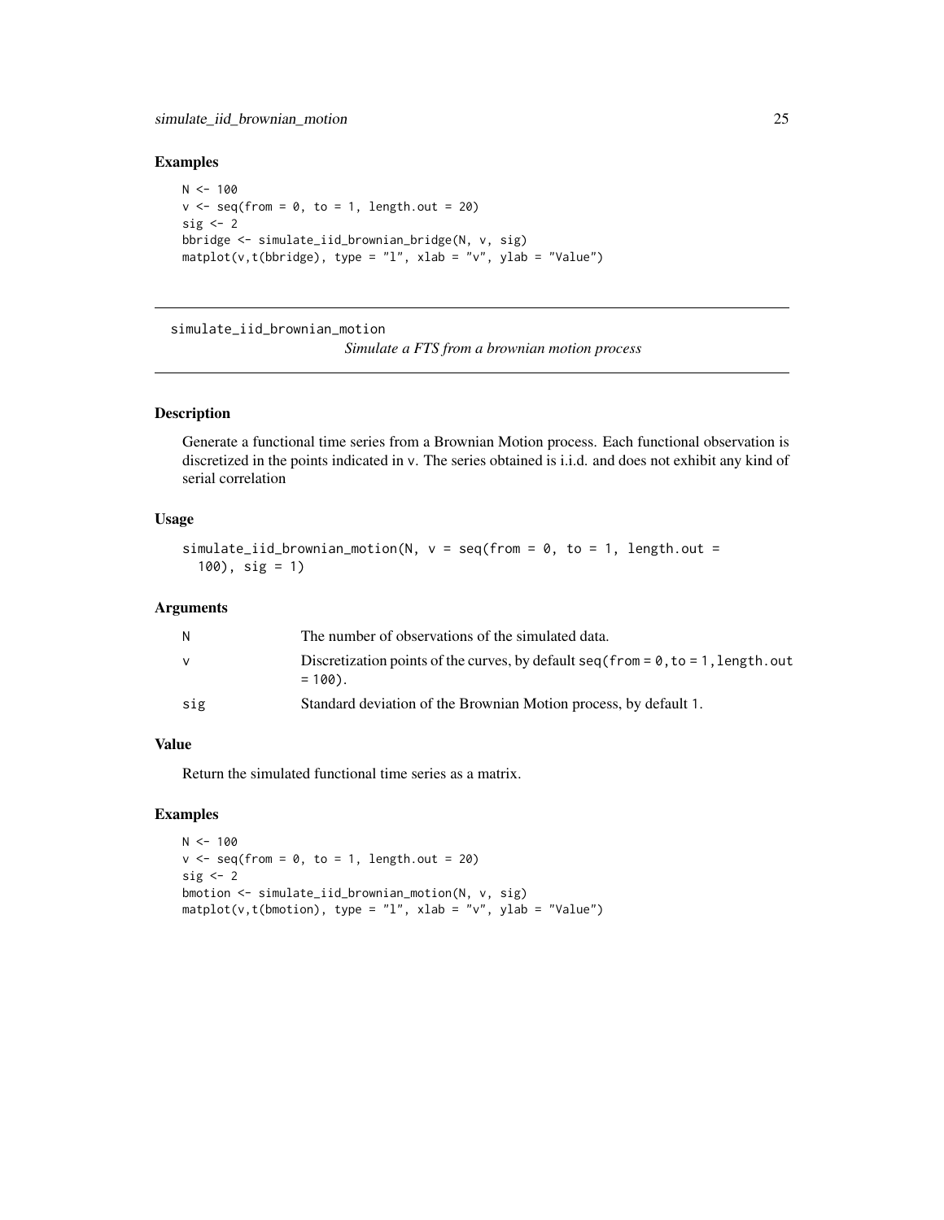## Examples

```
N <- 100
v <- seq(from = 0, to = 1, length.out = 20)
sig <- 2
bbridge <- simulate_iid_brownian_bridge(N, v, sig)
matplot(v,t(bbridge), type = "l", xlab = "v", ylab = "Value")
```

---

# simulate_iid_brownian_motion

*Simulate a FTS from a brownian motion process*

## Description

Generate a functional time series from a Brownian Motion process. Each functional observation is discretized in the points indicated in v. The series obtained is i.i.d. and does not exhibit any kind of serial correlation

## Usage

```
simulate_iid_brownian_motion(N, v = seq(from = 0, to = 1, length.out =
  100), sig = 1)
```

## Arguments

| | |
|---|---|
| N | The number of observations of the simulated data. |
| v | Discretization points of the curves, by default seq(from = 0, to = 1, length.out = 100). |
| sig | Standard deviation of the Brownian Motion process, by default 1. |

## Value

Return the simulated functional time series as a matrix.

## Examples

```
N <- 100
v <- seq(from = 0, to = 1, length.out = 20)
sig <- 2
bmotion <- simulate_iid_brownian_motion(N, v, sig)
matplot(v,t(bmotion), type = "l", xlab = "v", ylab = "Value")
```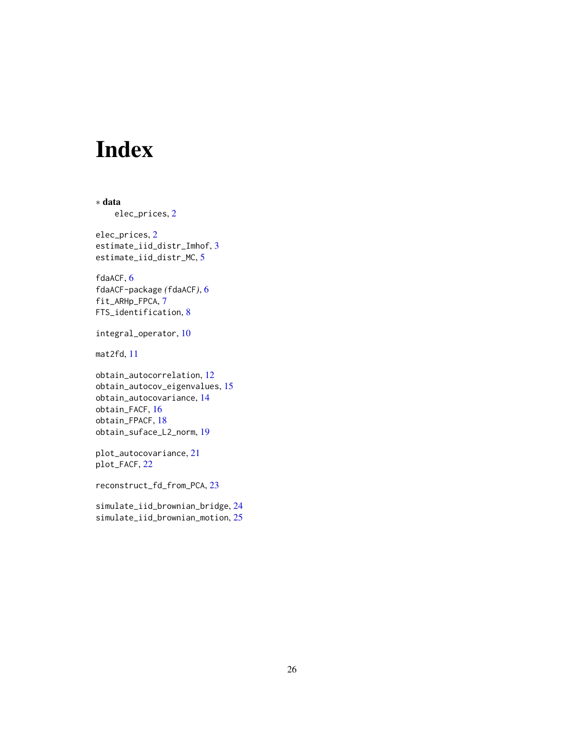# Index

∗ **data**

elec_prices, 2

elec_prices, 2
estimate_iid_distr_Imhof, 3
estimate_iid_distr_MC, 5

fdaACF, 6
fdaACF-package *(*fdaACF*)*, 6
fit_ARHp_FPCA, 7
FTS_identification, 8

integral_operator, 10

mat2fd, 11

obtain_autocorrelation, 12
obtain_autocov_eigenvalues, 15
obtain_autocovariance, 14
obtain_FACF, 16
obtain_FPACF, 18
obtain_suface_L2_norm, 19

plot_autocovariance, 21
plot_FACF, 22

reconstruct_fd_from_PCA, 23

simulate_iid_brownian_bridge, 24
simulate_iid_brownian_motion, 25